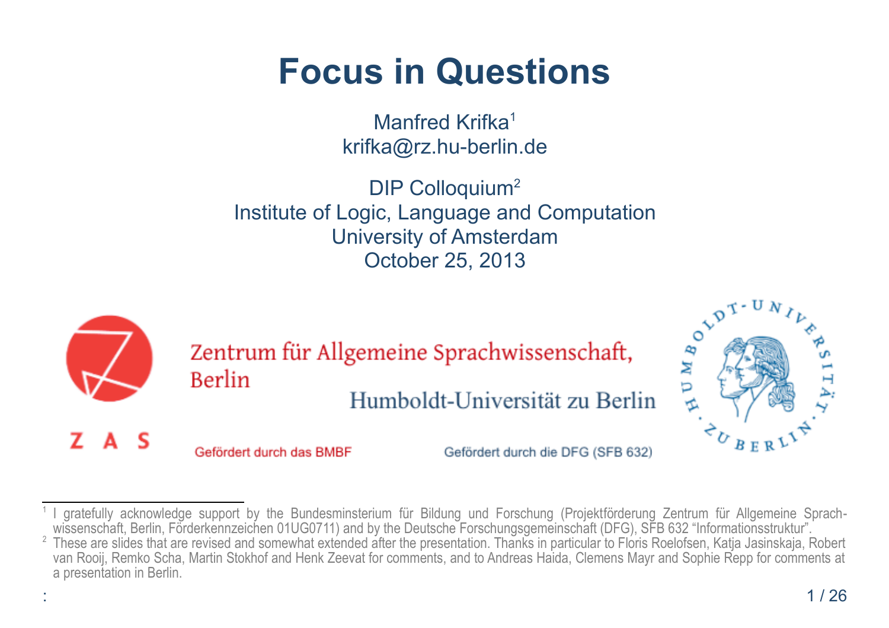# Focus in Questions

Manfred Krifka[1]
krifka@rz.hu-berlin.de

DIP Colloquium[2]
Institute of Logic, Language and Computation
University of Amsterdam
October 25, 2013

Zentrum für Allgemeine Sprachwissenschaft, Berlin

Humboldt-Universität zu Berlin

Z A S

Gefördert durch das BMBF

Gefördert durch die DFG (SFB 632)

---

[1] I gratefully acknowledge support by the Bundesminsterium für Bildung und Forschung (Projektförderung Zentrum für Allgemeine Sprachwissenschaft, Berlin, Förderkennzeichen 01UG0711) and by the Deutsche Forschungsgemeinschaft (DFG), SFB 632 "Informationsstruktur".

[2] These are slides that are revised and somewhat extended after the presentation. Thanks in particular to Floris Roelofsen, Katja Jasinskaja, Robert van Rooij, Remko Scha, Martin Stokhof and Henk Zeevat for comments, and to Andreas Haida, Clemens Mayr and Sophie Repp for comments at a presentation in Berlin.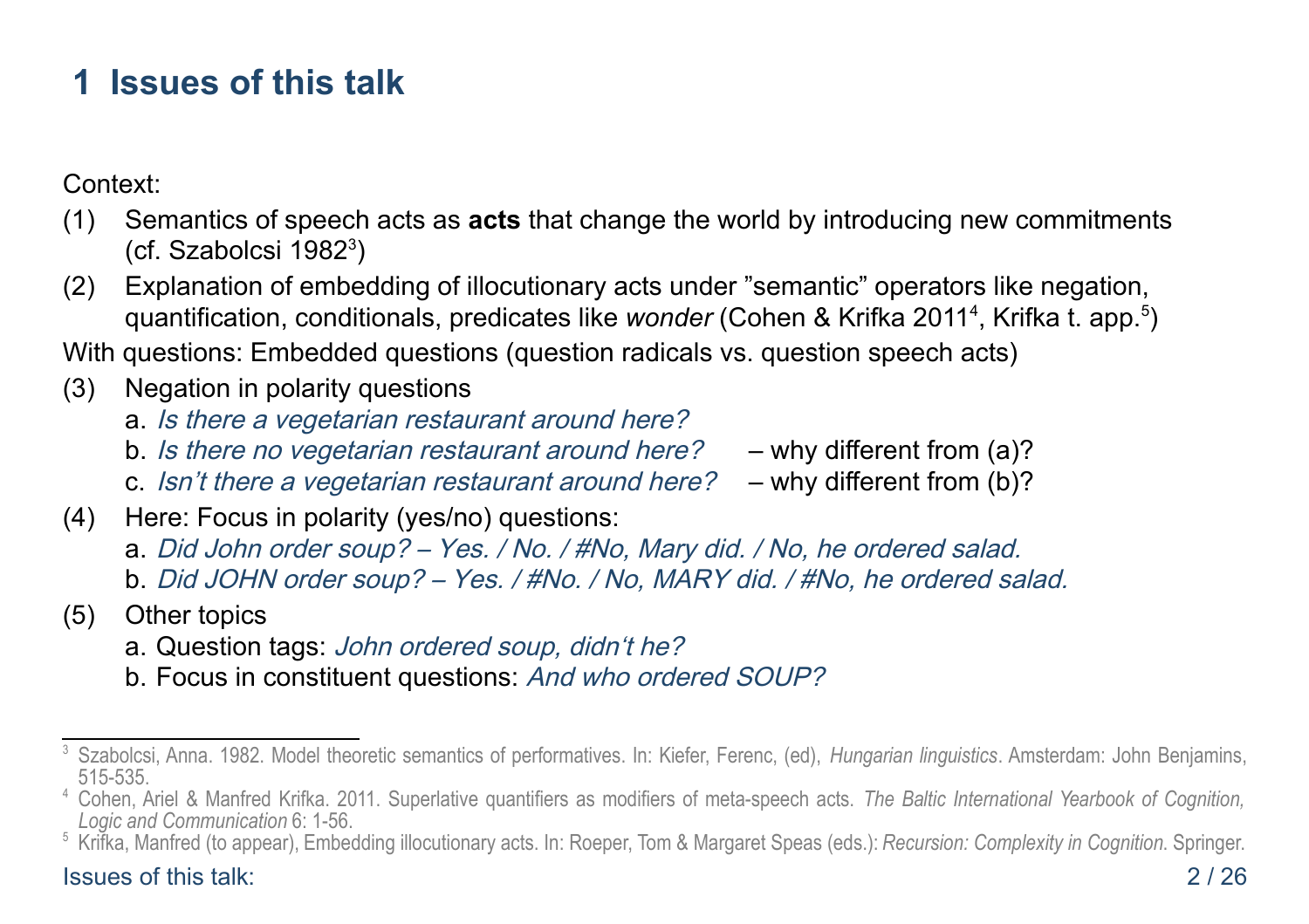# 1 Issues of this talk

Context:

(1) Semantics of speech acts as **acts** that change the world by introducing new commitments (cf. Szabolcsi 1982[3])

(2) Explanation of embedding of illocutionary acts under "semantic" operators like negation, quantification, conditionals, predicates like *wonder* (Cohen & Krifka 2011[4], Krifka t. app.[5])

With questions: Embedded questions (question radicals vs. question speech acts)

(3) Negation in polarity questions
  a. *Is there a vegetarian restaurant around here?*
  b. *Is there no vegetarian restaurant around here?* – why different from (a)?
  c. *Isn't there a vegetarian restaurant around here?* – why different from (b)?

(4) Here: Focus in polarity (yes/no) questions:
  a. *Did John order soup? – Yes. / No. / #No, Mary did. / No, he ordered salad.*
  b. *Did JOHN order soup? – Yes. / #No. / No, MARY did. / #No, he ordered salad.*

(5) Other topics
  a. Question tags: *John ordered soup, didn't he?*
  b. Focus in constituent questions: *And who ordered SOUP?*

---

[3] Szabolcsi, Anna. 1982. Model theoretic semantics of performatives. In: Kiefer, Ferenc, (ed), *Hungarian linguistics*. Amsterdam: John Benjamins, 515-535.

[4] Cohen, Ariel & Manfred Krifka. 2011. Superlative quantifiers as modifiers of meta-speech acts. *The Baltic International Yearbook of Cognition, Logic and Communication* 6: 1-56.

[5] Krifka, Manfred (to appear), Embedding illocutionary acts. In: Roeper, Tom & Margaret Speas (eds.): *Recursion: Complexity in Cognition*. Springer.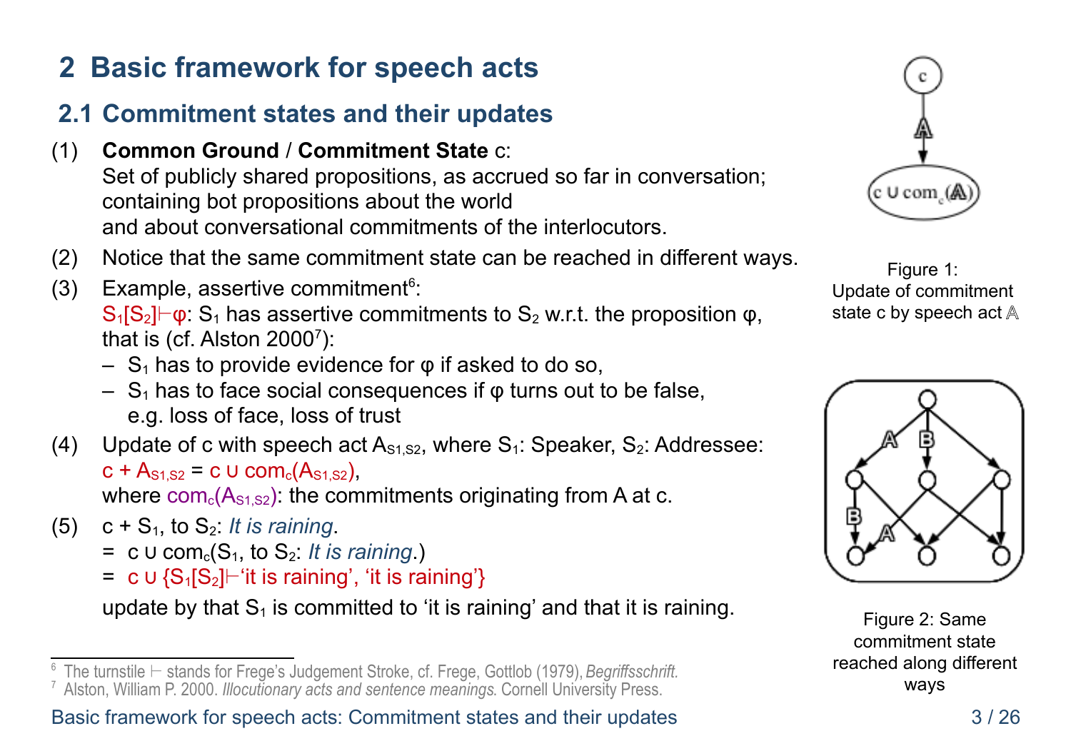# 2 Basic framework for speech acts

## 2.1 Commitment states and their updates

(1) **Common Ground** / **Commitment State** c:
Set of publicly shared propositions, as accrued so far in conversation;
containing bot propositions about the world
and about conversational commitments of the interlocutors.

(2) Notice that the same commitment state can be reached in different ways.

(3) Example, assertive commitment[6]:
$S_1[S_2]\vdash\varphi$: $S_1$ has assertive commitments to $S_2$ w.r.t. the proposition φ, that is (cf. Alston 2000[7]):
- $S_1$ has to provide evidence for φ if asked to do so,
- $S_1$ has to face social consequences if φ turns out to be false, e.g. loss of face, loss of trust

(4) Update of c with speech act $A_{S1,S2}$, where $S_1$: Speaker, $S_2$: Addressee:
$c + A_{S1,S2} = c \cup com_c(A_{S1,S2})$,
where $com_c(A_{S1,S2})$: the commitments originating from A at c.

(5) c + $S_1$, to $S_2$: *It is raining*.
= c ∪ $com_c$($S_1$, to $S_2$: *It is raining*.)
= c ∪ {$S_1[S_2]\vdash$'it is raining', 'it is raining'}
update by that $S_1$ is committed to 'it is raining' and that it is raining.

Figure 1: Update of commitment state c by speech act $\mathbb{A}$

Figure 2: Same commitment state reached along different ways

---

[6] The turnstile ⊢ stands for Frege's Judgement Stroke, cf. Frege, Gottlob (1979), *Begriffsschrift.*

[7] Alston, William P. 2000. *Illocutionary acts and sentence meanings.* Cornell University Press.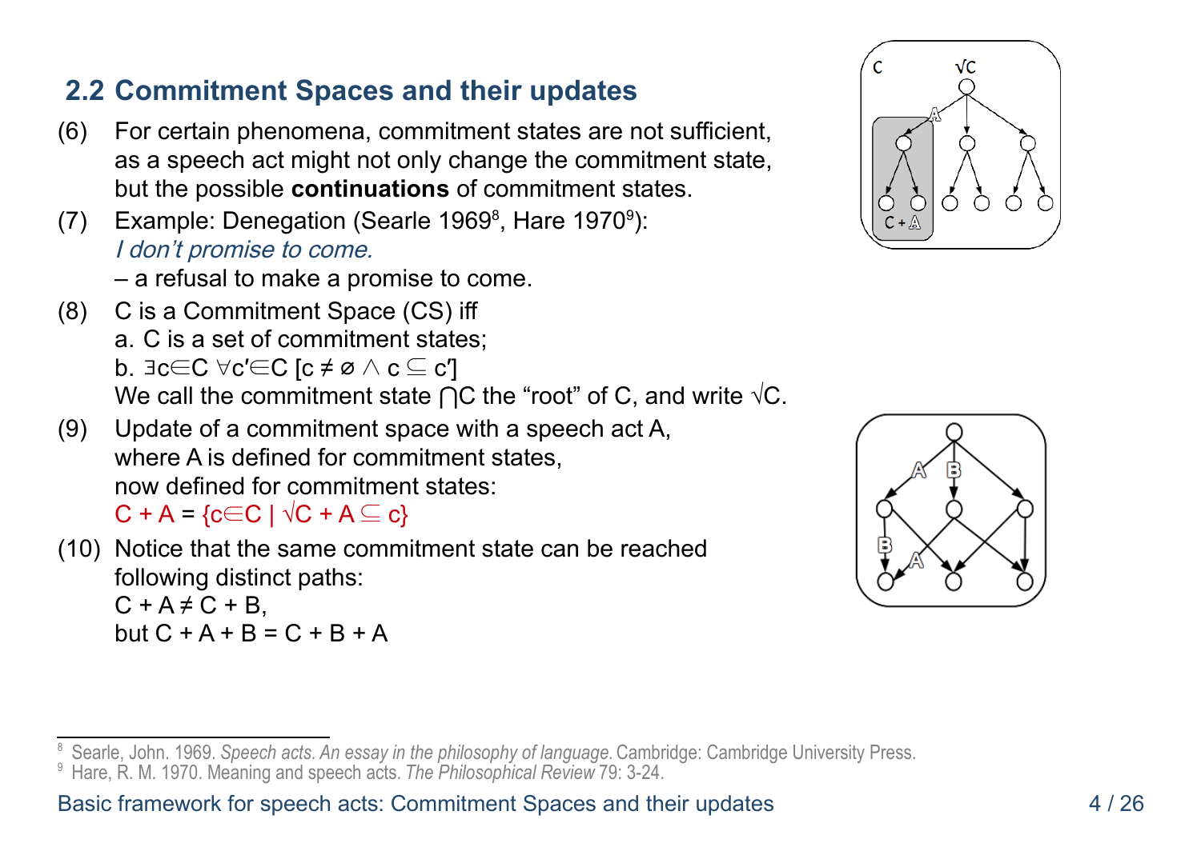## 2.2 Commitment Spaces and their updates

(6) For certain phenomena, commitment states are not sufficient, as a speech act might not only change the commitment state, but the possible **continuations** of commitment states.

(7) Example: Denegation (Searle 1969[8], Hare 1970[9]):
*I don't promise to come.*
– a refusal to make a promise to come.

(8) C is a Commitment Space (CS) iff
a. C is a set of commitment states;
b. $\exists c \in C\ \forall c' \in C\ [c \neq \varnothing \wedge c \subseteq c']$
We call the commitment state $\bigcap C$ the "root" of C, and write $\surd C$.

(9) Update of a commitment space with a speech act A, where A is defined for commitment states, now defined for commitment states:
$C + A = \{c \in C \mid \surd C + A \subseteq c\}$

(10) Notice that the same commitment state can be reached following distinct paths:
$C + A \neq C + B$,
but $C + A + B = C + B + A$

---

[8] Searle, John. 1969. *Speech acts. An essay in the philosophy of language.* Cambridge: Cambridge University Press.
[9] Hare, R. M. 1970. Meaning and speech acts. *The Philosophical Review* 79: 3-24.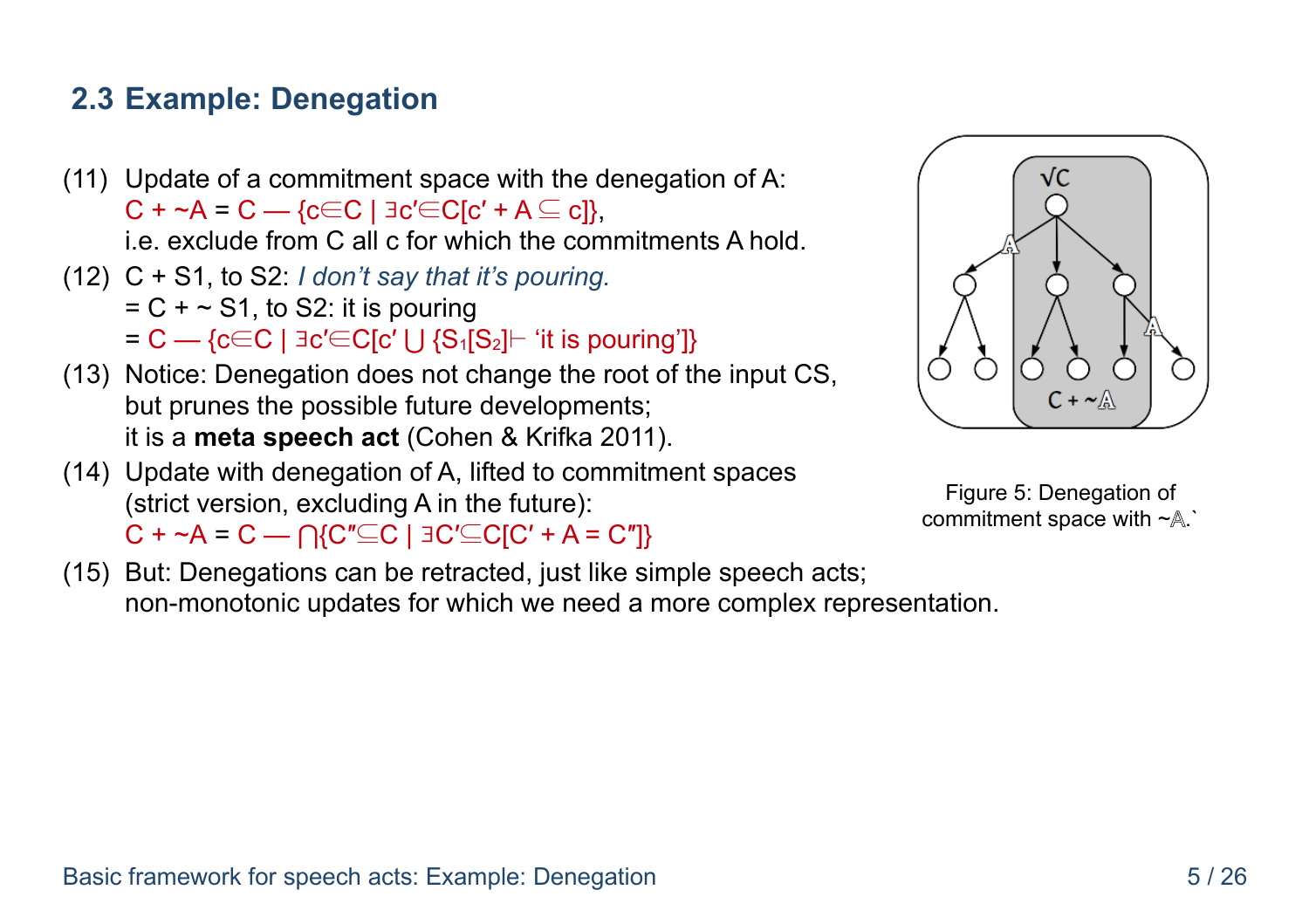## 2.3 Example: Denegation

(11) Update of a commitment space with the denegation of A:
$C + {\sim}A = C — \{c \in C \mid \exists c' \in C[c' + A \subseteq c]\}$,
i.e. exclude from C all c for which the commitments A hold.

(12) C + S1, to S2: *I don't say that it's pouring.*
= C + ~ S1, to S2: it is pouring
= $C — \{c \in C \mid \exists c' \in C[c' \cup \{S_1[S_2] \vdash \text{'it is pouring'}\}]\}$

(13) Notice: Denegation does not change the root of the input CS, but prunes the possible future developments;
it is a **meta speech act** (Cohen & Krifka 2011).

(14) Update with denegation of A, lifted to commitment spaces (strict version, excluding A in the future):
$C + {\sim}A = C — \bigcap\{C'' \subseteq C \mid \exists C' \subseteq C[C' + A = C'']\}$

Figure 5: Denegation of commitment space with ~$\mathbb{A}$.`

(15) But: Denegations can be retracted, just like simple speech acts;
non-monotonic updates for which we need a more complex representation.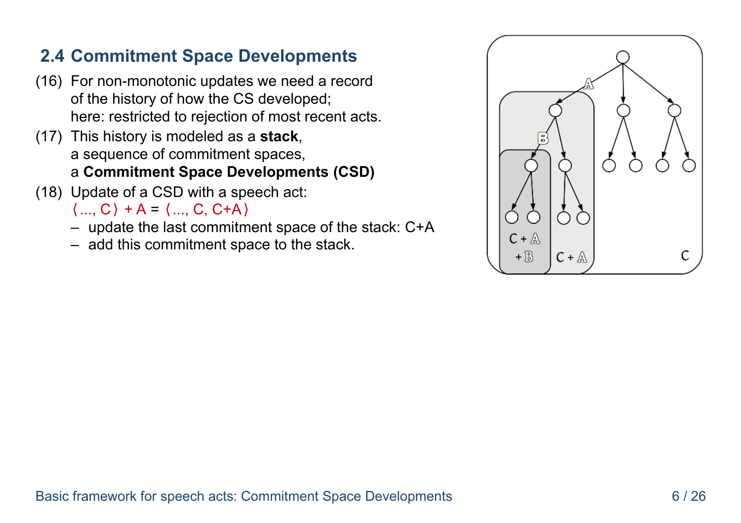## 2.4 Commitment Space Developments

(16) For non-monotonic updates we need a record of the history of how the CS developed; here: restricted to rejection of most recent acts.

(17) This history is modeled as a **stack**, a sequence of commitment spaces, a **Commitment Space Developments (CSD)**

(18) Update of a CSD with a speech act:
⟨..., C⟩ + A = ⟨..., C, C+A⟩
- update the last commitment space of the stack: C+A
- add this commitment space to the stack.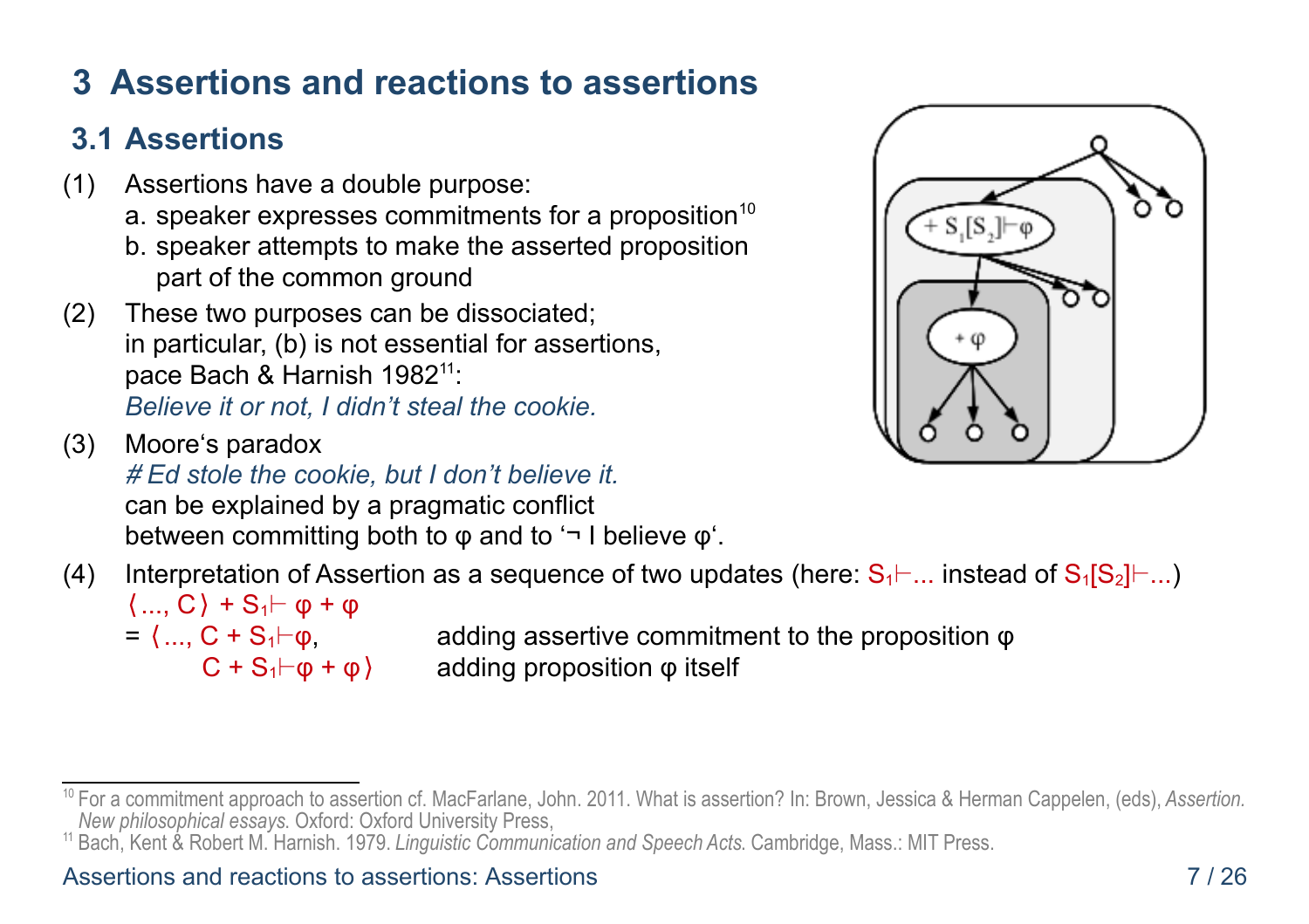# 3 Assertions and reactions to assertions

## 3.1 Assertions

(1) Assertions have a double purpose:
  a. speaker expresses commitments for a proposition[10]
  b. speaker attempts to make the asserted proposition part of the common ground

(2) These two purposes can be dissociated;
  in particular, (b) is not essential for assertions,
  pace Bach & Harnish 1982[11]:
  *Believe it or not, I didn't steal the cookie.*

(3) Moore's paradox
  *# Ed stole the cookie, but I don't believe it.*
  can be explained by a pragmatic conflict
  between committing both to φ and to '¬ I believe φ'.

(4) Interpretation of Assertion as a sequence of two updates (here: $S_1 \vdash$... instead of $S_1[S_2] \vdash$...)
  $\langle ..., C \rangle + S_1 \vdash \varphi + \varphi$
  $= \langle ..., C + S_1 \vdash \varphi,$  adding assertive commitment to the proposition φ
  $C + S_1 \vdash \varphi + \varphi \rangle$  adding proposition φ itself

---

[10] For a commitment approach to assertion cf. MacFarlane, John. 2011. What is assertion? In: Brown, Jessica & Herman Cappelen, (eds), *Assertion. New philosophical essays*. Oxford: Oxford University Press,

[11] Bach, Kent & Robert M. Harnish. 1979. *Linguistic Communication and Speech Acts*. Cambridge, Mass.: MIT Press.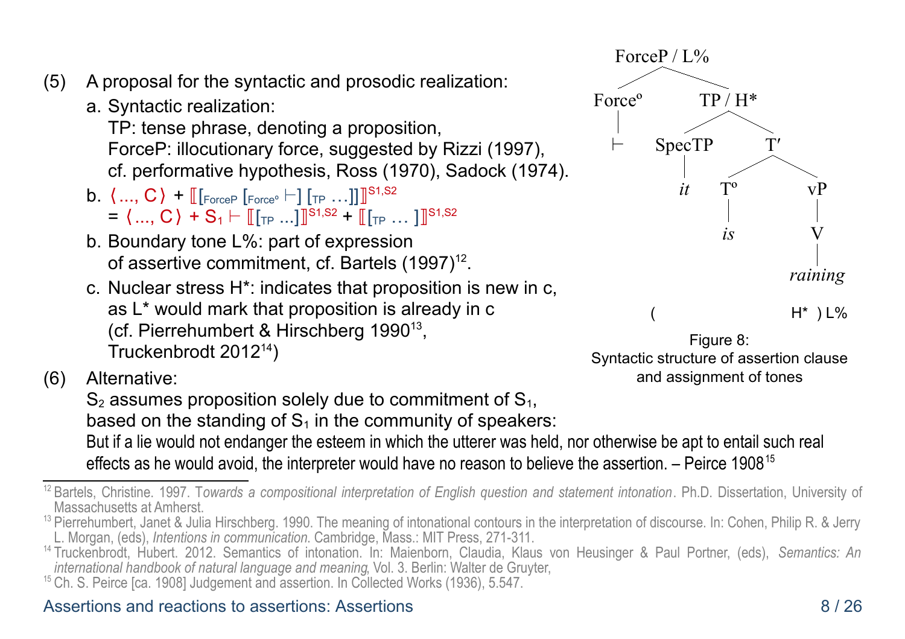(5) A proposal for the syntactic and prosodic realization:

a. Syntactic realization:
TP: tense phrase, denoting a proposition,
ForceP: illocutionary force, suggested by Rizzi (1997),
cf. performative hypothesis, Ross (1970), Sadock (1974).

b. $\langle ..., C \rangle + [\![ [_{ForceP} [_{Force^o} \vdash] [_{TP} \ldots]] ]\!]^{S1,S2}$
$= \langle ..., C \rangle + S_1 \vdash [\![ [_{TP} \ldots] ]\!]^{S1,S2} + [\![ [_{TP} \ldots ] ]\!]^{S1,S2}$

b. Boundary tone L%: part of expression of assertive commitment, cf. Bartels (1997)[12].

c. Nuclear stress H*: indicates that proposition is new in c, as L* would mark that proposition is already in c (cf. Pierrehumbert & Hirschberg 1990[13], Truckenbrodt 2012[14])

```
              ForceP / L%
             /           \
        Force°          TP / H*
          |            /       \
          ⊢        SpecTP       T′
                     |        /    \
                     it      T°     vP
                             |      |
                             is     V
                                    |
                                 raining
                 (                H*  ) L%
```

Figure 8:
Syntactic structure of assertion clause and assignment of tones

(6) Alternative:
$S_2$ assumes proposition solely due to commitment of $S_1$, based on the standing of $S_1$ in the community of speakers:
But if a lie would not endanger the esteem in which the utterer was held, nor otherwise be apt to entail such real effects as he would avoid, the interpreter would have no reason to believe the assertion. – Peirce 1908[15]

---

[12] Bartels, Christine. 1997. *Towards a compositional interpretation of English question and statement intonation*. Ph.D. Dissertation, University of Massachusetts at Amherst.

[13] Pierrehumbert, Janet & Julia Hirschberg. 1990. The meaning of intonational contours in the interpretation of discourse. In: Cohen, Philip R. & Jerry L. Morgan, (eds), *Intentions in communication.* Cambridge, Mass.: MIT Press, 271-311.

[14] Truckenbrodt, Hubert. 2012. Semantics of intonation. In: Maienborn, Claudia, Klaus von Heusinger & Paul Portner, (eds), *Semantics: An international handbook of natural language and meaning*, Vol. 3. Berlin: Walter de Gruyter,

[15] Ch. S. Peirce [ca. 1908] Judgement and assertion. In Collected Works (1936), 5.547.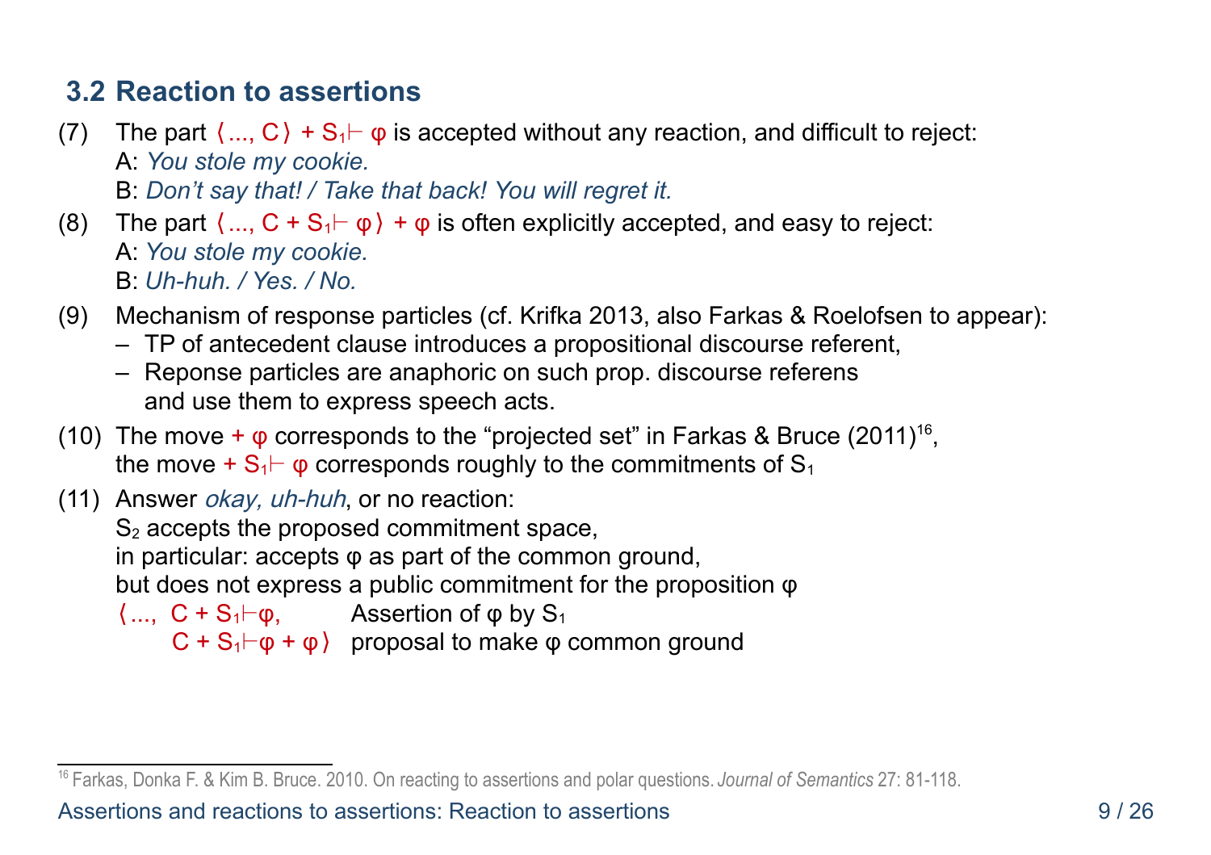## 3.2 Reaction to assertions

(7) The part $\langle ..., C\rangle + S_1\vdash \varphi$ is accepted without any reaction, and difficult to reject:
A: *You stole my cookie.*
B: *Don't say that! / Take that back! You will regret it.*

(8) The part $\langle ..., C + S_1\vdash \varphi\rangle + \varphi$ is often explicitly accepted, and easy to reject:
A: *You stole my cookie.*
B: *Uh-huh. / Yes. / No.*

(9) Mechanism of response particles (cf. Krifka 2013, also Farkas & Roelofsen to appear):
- TP of antecedent clause introduces a propositional discourse referent,
- Reponse particles are anaphoric on such prop. discourse referens and use them to express speech acts.

(10) The move $+\ \varphi$ corresponds to the "projected set" in Farkas & Bruce (2011)[16],
the move $+\ S_1\vdash \varphi$ corresponds roughly to the commitments of $S_1$

(11) Answer *okay, uh-huh*, or no reaction:
$S_2$ accepts the proposed commitment space,
in particular: accepts φ as part of the common ground,
but does not express a public commitment for the proposition φ

$\langle ...,\ C + S_1\vdash\varphi,$ Assertion of φ by $S_1$
$\quad C + S_1\vdash\varphi + \varphi\rangle$ proposal to make φ common ground

[16] Farkas, Donka F. & Kim B. Bruce. 2010. On reacting to assertions and polar questions. *Journal of Semantics* 27: 81-118.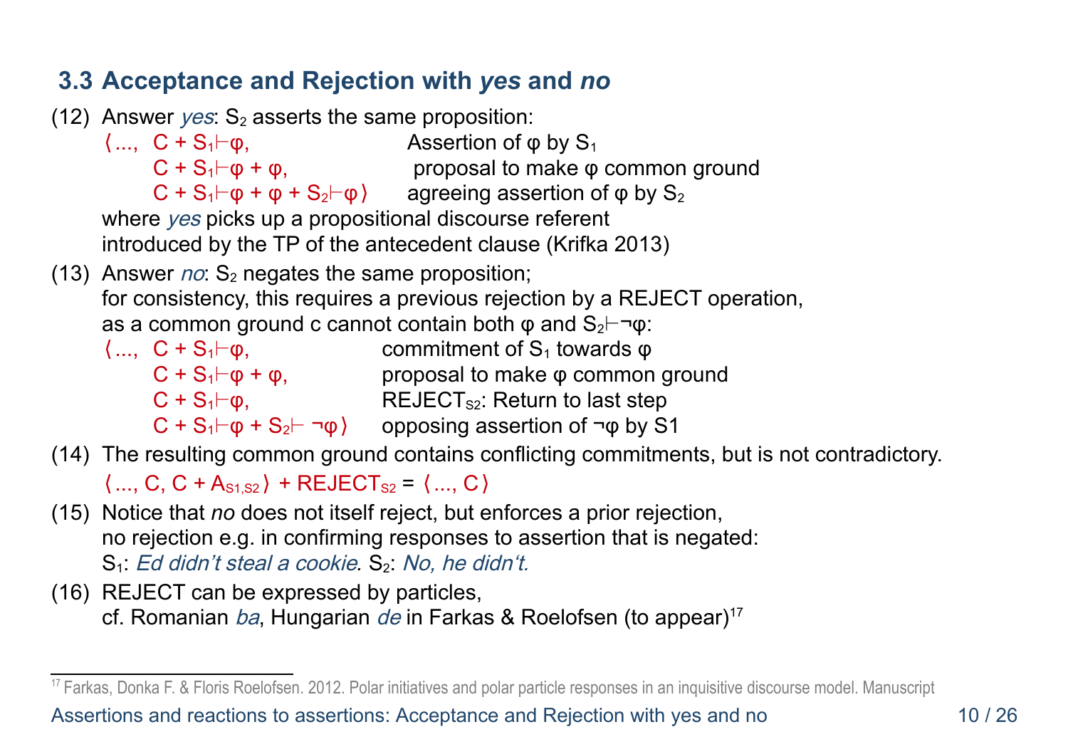### 3.3 Acceptance and Rejection with *yes* and *no*

(12) Answer *yes*: $S_2$ asserts the same proposition:

| | |
|---|---|
| $\langle ..., C + S_1 \vdash \varphi,$ | Assertion of φ by $S_1$ |
| $C + S_1 \vdash \varphi + \varphi,$ | proposal to make φ common ground |
| $C + S_1 \vdash \varphi + \varphi + S_2 \vdash \varphi \rangle$ | agreeing assertion of φ by $S_2$ |

where *yes* picks up a propositional discourse referent introduced by the TP of the antecedent clause (Krifka 2013)

(13) Answer *no*: $S_2$ negates the same proposition; for consistency, this requires a previous rejection by a REJECT operation, as a common ground c cannot contain both φ and $S_2 \vdash \neg\varphi$:

| | |
|---|---|
| $\langle ..., C + S_1 \vdash \varphi,$ | commitment of $S_1$ towards φ |
| $C + S_1 \vdash \varphi + \varphi,$ | proposal to make φ common ground |
| $C + S_1 \vdash \varphi,$ | $\text{REJECT}_{S2}$: Return to last step |
| $C + S_1 \vdash \varphi + S_2 \vdash \neg\varphi \rangle$ | opposing assertion of ¬φ by S1 |

(14) The resulting common ground contains conflicting commitments, but is not contradictory.
$\langle ..., C, C + A_{S1,S2} \rangle + \text{REJECT}_{S2} = \langle ..., C \rangle$

(15) Notice that *no* does not itself reject, but enforces a prior rejection, no rejection e.g. in confirming responses to assertion that is negated:
$S_1$: *Ed didn't steal a cookie.* $S_2$: *No, he didn't.*

(16) REJECT can be expressed by particles, cf. Romanian *ba*, Hungarian *de* in Farkas & Roelofsen (to appear)[17]

---

[17] Farkas, Donka F. & Floris Roelofsen. 2012. Polar initiatives and polar particle responses in an inquisitive discourse model. Manuscript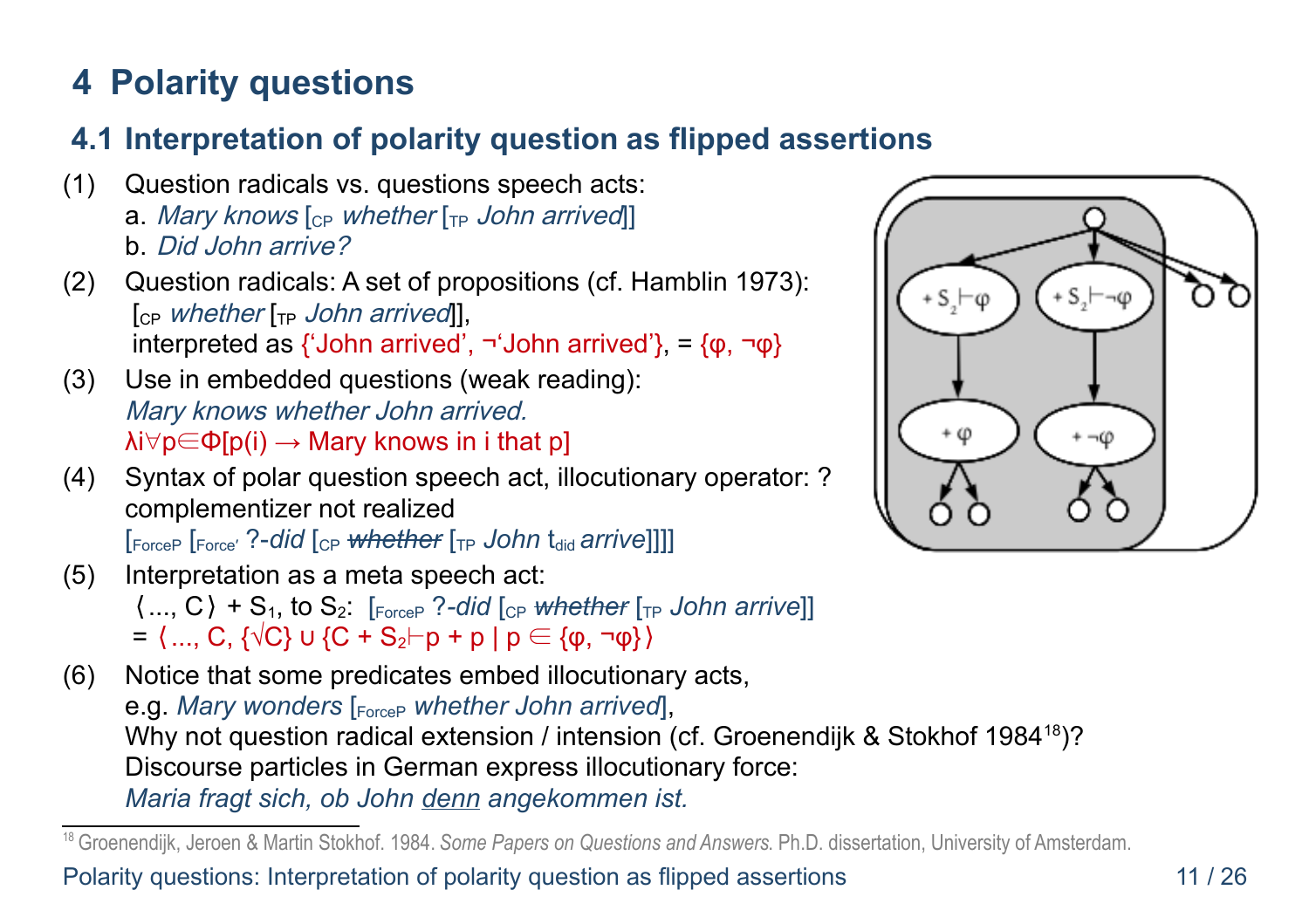# 4 Polarity questions

## 4.1 Interpretation of polarity question as flipped assertions

(1) Question radicals vs. questions speech acts:
a. *Mary knows* [$_{CP}$ *whether* [$_{TP}$ *John arrived*]]
b. *Did John arrive?*

(2) Question radicals: A set of propositions (cf. Hamblin 1973):
[$_{CP}$ *whether* [$_{TP}$ *John arrived*]],
interpreted as {'John arrived', ¬'John arrived'}, = {φ, ¬φ}

(3) Use in embedded questions (weak reading):
*Mary knows whether John arrived.*
$\lambda i \forall p{\in}\Phi[p(i) \rightarrow$ Mary knows in i that p$]$

(4) Syntax of polar question speech act, illocutionary operator: ?
complementizer not realized
[$_{ForceP}$ [$_{Force'}$ ?-*did* [$_{CP}$ ~~*whether*~~ [$_{TP}$ *John* $t_{did}$ *arrive*]]]]

(5) Interpretation as a meta speech act:
⟨..., C⟩ + $S_1$, to $S_2$: [$_{ForceP}$ ?-*did* [$_{CP}$ ~~*whether*~~ [$_{TP}$ *John arrive*]]
= ⟨..., C, {√C} ∪ {C + $S_2$⊢p + p | p ∈ {φ, ¬φ}}⟩

(6) Notice that some predicates embed illocutionary acts,
e.g. *Mary wonders* [$_{ForceP}$ *whether John arrived*],
Why not question radical extension / intension (cf. Groenendijk & Stokhof 1984[18])?
Discourse particles in German express illocutionary force:
*Maria fragt sich, ob John* *<u>denn</u>* *angekommen ist.*

[18] Groenendijk, Jeroen & Martin Stokhof. 1984. *Some Papers on Questions and Answers.* Ph.D. dissertation, University of Amsterdam.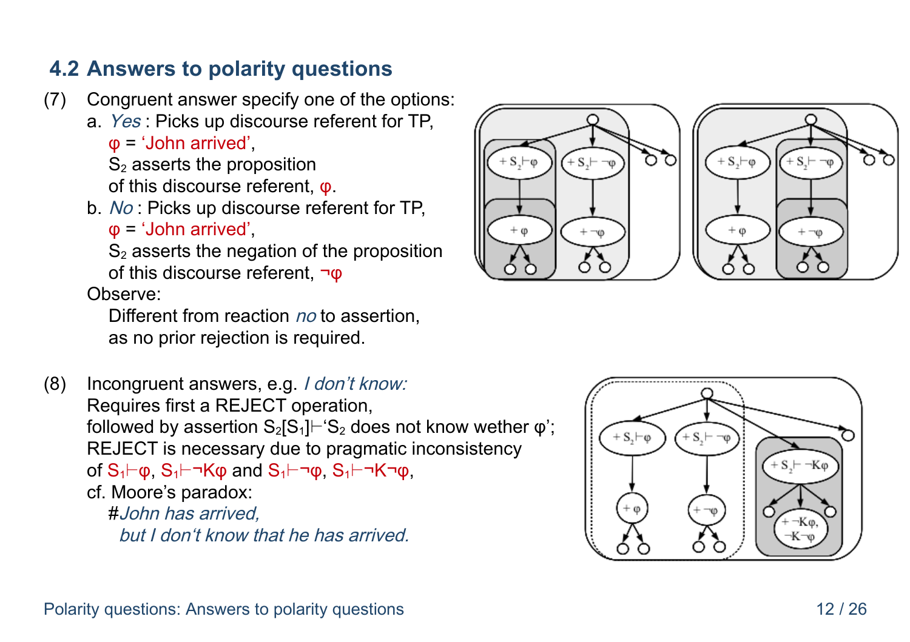## 4.2 Answers to polarity questions

(7) Congruent answer specify one of the options:

a. *Yes* : Picks up discourse referent for TP, 
   φ = 'John arrived', 
   $S_2$ asserts the proposition 
   of this discourse referent, φ.

b. *No* : Picks up discourse referent for TP, 
   φ = 'John arrived', 
   $S_2$ asserts the negation of the proposition 
   of this discourse referent, ¬φ

Observe: 
   Different from reaction *no* to assertion, 
   as no prior rejection is required.

(8) Incongruent answers, e.g. *I don't know:* 
Requires first a REJECT operation, 
followed by assertion $S_2[S_1]\vdash$'$S_2$ does not know wether φ'; 
REJECT is necessary due to pragmatic inconsistency 
of $S_1\vdash\varphi$, $S_1\vdash\neg K\varphi$ and $S_1\vdash\neg\varphi$, $S_1\vdash\neg K\neg\varphi$, 
cf. Moore's paradox: 
   #*John has arrived,* 
   *but I don't know that he has arrived.*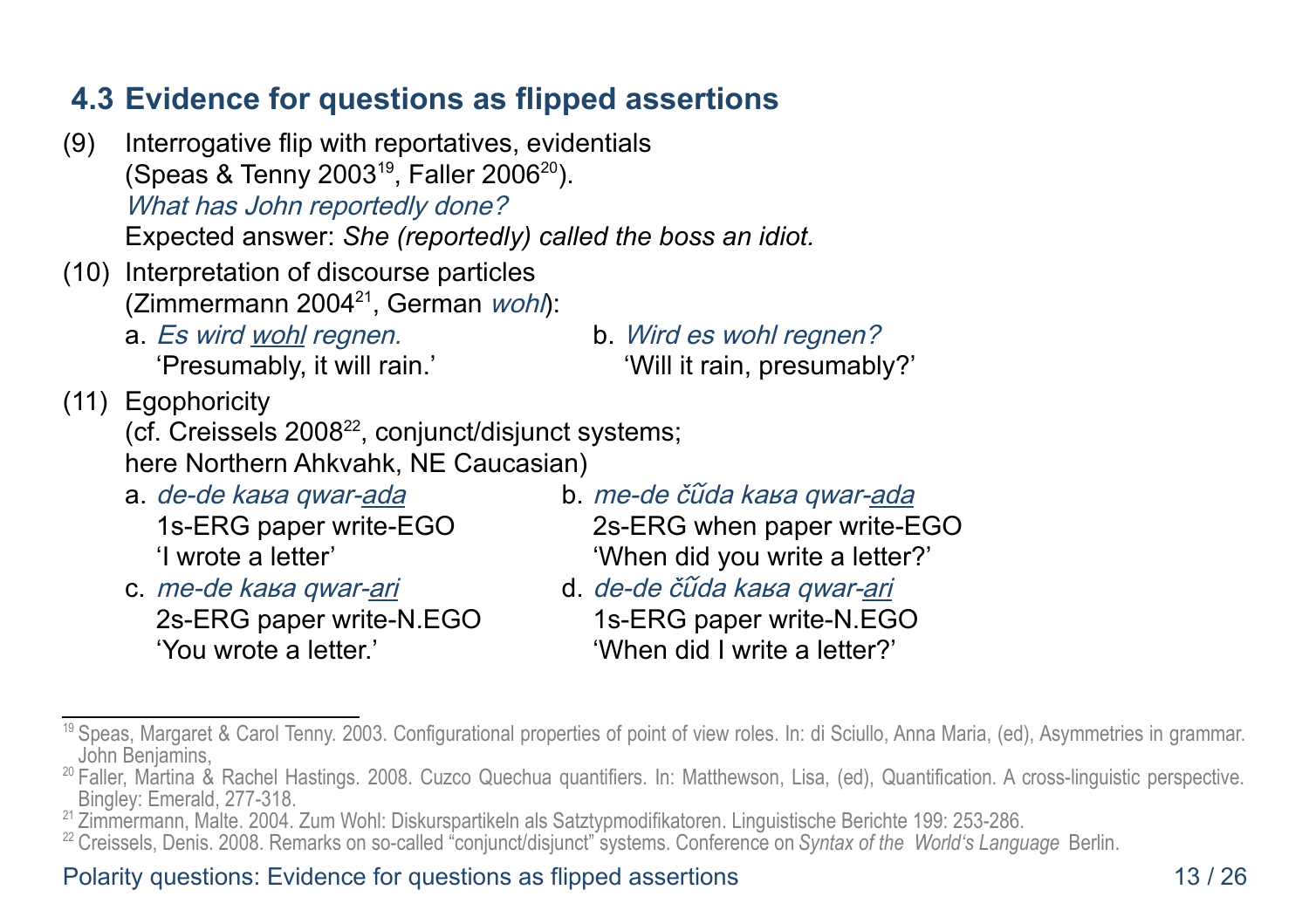## 4.3 Evidence for questions as flipped assertions

(9) Interrogative flip with reportatives, evidentials (Speas & Tenny 2003[19], Faller 2006[20]).
*What has John reportedly done?*
Expected answer: *She (reportedly) called the boss an idiot.*

(10) Interpretation of discourse particles (Zimmermann 2004[21], German *wohl*):

a. *Es wird wohl regnen.*
'Presumably, it will rain.'

b. *Wird es wohl regnen?*
'Will it rain, presumably?'

(11) Egophoricity (cf. Creissels 2008[22], conjunct/disjunct systems; here Northern Ahkvahk, NE Caucasian)

a. *de-de kaʁa qwar-ada*
1s-ERG paper write-EGO
'I wrote a letter'

b. *me-de čűda kaʁa qwar-ada*
2s-ERG when paper write-EGO
'When did you write a letter?'

c. *me-de kaʁa qwar-ari*
2s-ERG paper write-N.EGO
'You wrote a letter.'

d. *de-de čűda kaʁa qwar-ari*
1s-ERG paper write-N.EGO
'When did I write a letter?'

---

[19] Speas, Margaret & Carol Tenny. 2003. Configurational properties of point of view roles. In: di Sciullo, Anna Maria, (ed), Asymmetries in grammar. John Benjamins,

[20] Faller, Martina & Rachel Hastings. 2008. Cuzco Quechua quantifiers. In: Matthewson, Lisa, (ed), Quantification. A cross-linguistic perspective. Bingley: Emerald, 277-318.

[21] Zimmermann, Malte. 2004. Zum Wohl: Diskurspartikeln als Satztypmodifikatoren. Linguistische Berichte 199: 253-286.

[22] Creissels, Denis. 2008. Remarks on so-called "conjunct/disjunct" systems. Conference on *Syntax of the World's Language* Berlin.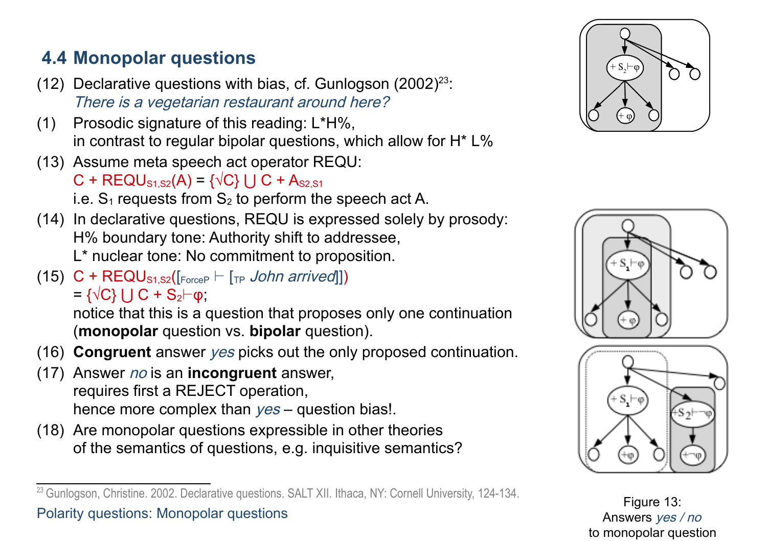## 4.4 Monopolar questions

(12) Declarative questions with bias, cf. Gunlogson (2002)[23]:
*There is a vegetarian restaurant around here?*

(1) Prosodic signature of this reading: L\*H%,
in contrast to regular bipolar questions, which allow for H\* L%

(13) Assume meta speech act operator REQU:
$C + \text{REQU}_{S1,S2}(A) = \{\surd C\} \cup C + A_{S2,S1}$
i.e. $S_1$ requests from $S_2$ to perform the speech act A.

(14) In declarative questions, REQU is expressed solely by prosody:
H% boundary tone: Authority shift to addressee,
L\* nuclear tone: No commitment to proposition.

(15) $C + \text{REQU}_{S1,S2}([_{\text{ForceP}} \vdash [_{\text{TP}}$ *John arrived*$]])$
$= \{\surd C\} \cup C + S_2 \vdash \varphi$;
notice that this is a question that proposes only one continuation (**monopolar** question vs. **bipolar** question).

(16) **Congruent** answer *yes* picks out the only proposed continuation.

(17) Answer *no* is an **incongruent** answer,
requires first a REJECT operation,
hence more complex than *yes* – question bias!.

(18) Are monopolar questions expressible in other theories of the semantics of questions, e.g. inquisitive semantics?

Figure 13:
Answers *yes / no*
to monopolar question

[23] Gunlogson, Christine. 2002. Declarative questions. SALT XII. Ithaca, NY: Cornell University, 124-134.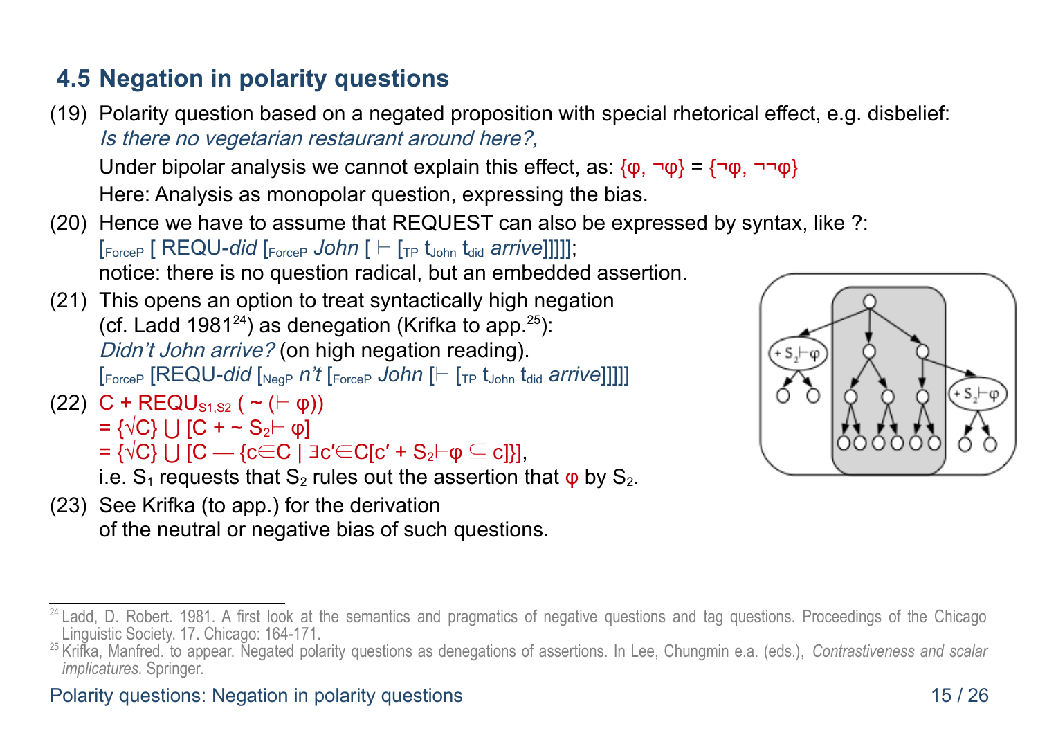## 4.5 Negation in polarity questions

(19) Polarity question based on a negated proposition with special rhetorical effect, e.g. disbelief: *Is there no vegetarian restaurant around here?,*
Under bipolar analysis we cannot explain this effect, as: $\{\varphi, \neg\varphi\} = \{\neg\varphi, \neg\neg\varphi\}$
Here: Analysis as monopolar question, expressing the bias.

(20) Hence we have to assume that REQUEST can also be expressed by syntax, like ?:
$[_{\text{ForceP}}$ [ REQU-*did* $[_{\text{ForceP}}$ *John* [ $\vdash$ $[_{\text{TP}}$ $t_{\text{John}}$ $t_{\text{did}}$ *arrive*]]]]];
notice: there is no question radical, but an embedded assertion.

(21) This opens an option to treat syntactically high negation (cf. Ladd 1981[24]) as denegation (Krifka to app.[25]):
*Didn't John arrive?* (on high negation reading).
$[_{\text{ForceP}}$ [REQU-*did* $[_{\text{NegP}}$ *n't* $[_{\text{ForceP}}$ *John* [$\vdash$ $[_{\text{TP}}$ $t_{\text{John}}$ $t_{\text{did}}$ *arrive*]]]]]

(22) $C + \text{REQU}_{S1,S2}\ (\sim (\vdash \varphi))$
$= \{\surd C\} \cup [C + \sim S_2 \vdash \varphi]$
$= \{\surd C\} \cup [C — \{c \in C \mid \exists c' \in C[c' + S_2 \vdash \varphi \subseteq c]\}]$,
i.e. $S_1$ requests that $S_2$ rules out the assertion that $\varphi$ by $S_2$.

(23) See Krifka (to app.) for the derivation of the neutral or negative bias of such questions.

---

[24] Ladd, D. Robert. 1981. A first look at the semantics and pragmatics of negative questions and tag questions. Proceedings of the Chicago Linguistic Society. 17. Chicago: 164-171.

[25] Krifka, Manfred. to appear. Negated polarity questions as denegations of assertions. In Lee, Chungmin e.a. (eds.), *Contrastiveness and scalar implicatures.* Springer.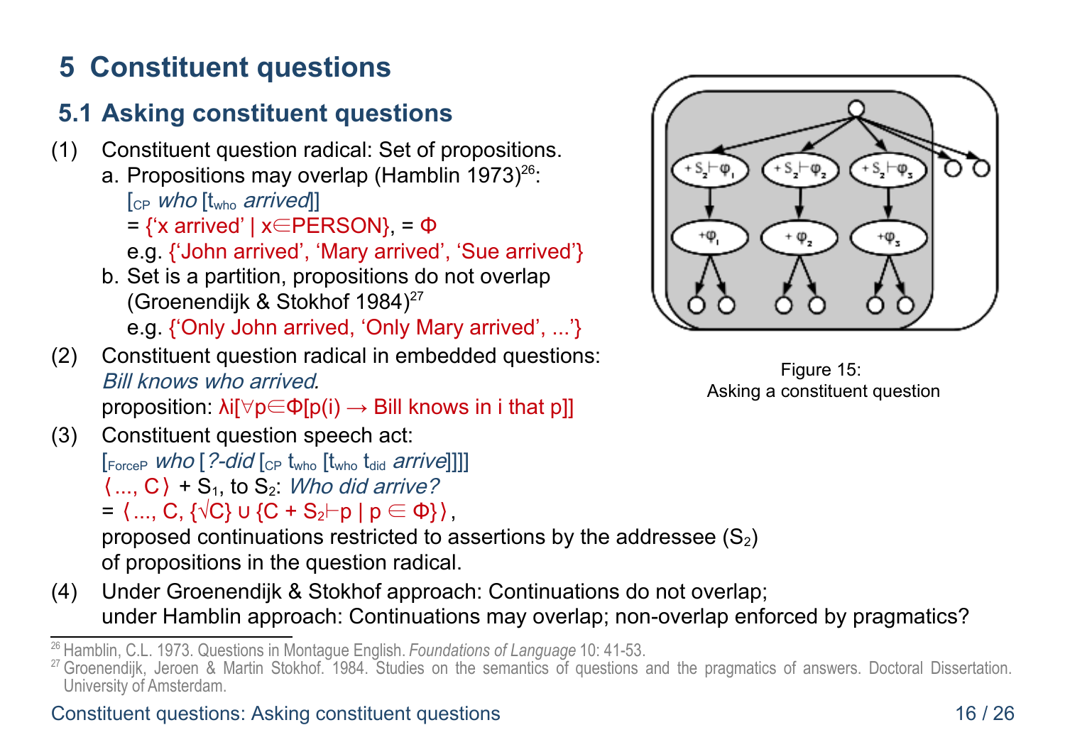## 5 Constituent questions

### 5.1 Asking constituent questions

(1) Constituent question radical: Set of propositions.
  a. Propositions may overlap (Hamblin 1973)[26]:
    [$_{CP}$ *who* [t$_{who}$ *arrived*]]
    = {'x arrived' | x∈PERSON}, = Φ
    e.g. {'John arrived', 'Mary arrived', 'Sue arrived'}
  b. Set is a partition, propositions do not overlap (Groenendijk & Stokhof 1984)[27]
    e.g. {'Only John arrived, 'Only Mary arrived', ...'}

(2) Constituent question radical in embedded questions:
  *Bill knows who arrived.*
  proposition: λi[∀p∈Φ[p(i) → Bill knows in i that p]]

(3) Constituent question speech act:
  [$_{ForceP}$ *who* [*?-did* [$_{CP}$ t$_{who}$ [t$_{who}$ t$_{did}$ *arrive*]]]]
  ⟨..., C⟩ + $S_1$, to $S_2$: *Who did arrive?*
  = ⟨..., C, {√C} ∪ {C + $S_2$⊢p | p ∈ Φ}⟩,
  proposed continuations restricted to assertions by the addressee ($S_2$) of propositions in the question radical.

(4) Under Groenendijk & Stokhof approach: Continuations do not overlap;
  under Hamblin approach: Continuations may overlap; non-overlap enforced by pragmatics?

Figure 15:
Asking a constituent question

---

[26] Hamblin, C.L. 1973. Questions in Montague English. *Foundations of Language* 10: 41-53.

[27] Groenendijk, Jeroen & Martin Stokhof. 1984. Studies on the semantics of questions and the pragmatics of answers. Doctoral Dissertation. University of Amsterdam.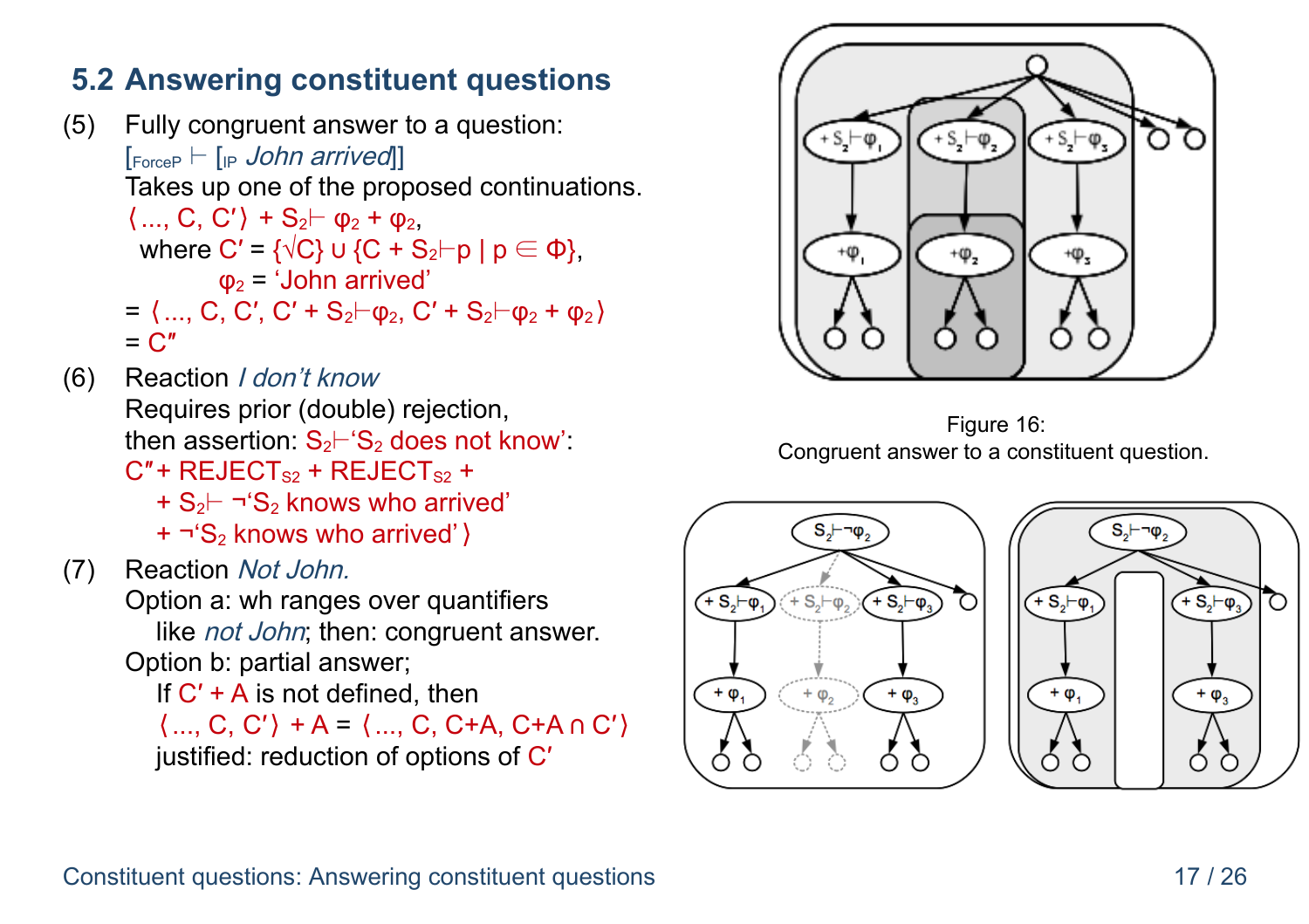## 5.2 Answering constituent questions

(5) Fully congruent answer to a question:
$[_{ForceP} \vdash [_{IP}$ *John arrived*$]]$
Takes up one of the proposed continuations.
$\langle ..., C, C' \rangle + S_2 \vdash \varphi_2 + \varphi_2$,
where $C' = \{\surd C\} \cup \{C + S_2 \vdash p \mid p \in \Phi\}$,
$\varphi_2$ = 'John arrived'
$= \langle ..., C, C', C' + S_2 \vdash \varphi_2, C' + S_2 \vdash \varphi_2 + \varphi_2 \rangle$
$= C''$

(6) Reaction *I don't know*
Requires prior (double) rejection,
then assertion: $S_2 \vdash$ '$S_2$ does not know':
$C'' + REJECT_{S2} + REJECT_{S2} +$
$+ S_2 \vdash \neg$'$S_2$ knows who arrived'
$+ \neg$'$S_2$ knows who arrived' $\rangle$

(7) Reaction *Not John.*
Option a: wh ranges over quantifiers
like *not John*; then: congruent answer.
Option b: partial answer;
If $C' + A$ is not defined, then
$\langle ..., C, C' \rangle + A = \langle ..., C, C{+}A, C{+}A \cap C' \rangle$
justified: reduction of options of $C'$

Figure 16:
Congruent answer to a constituent question.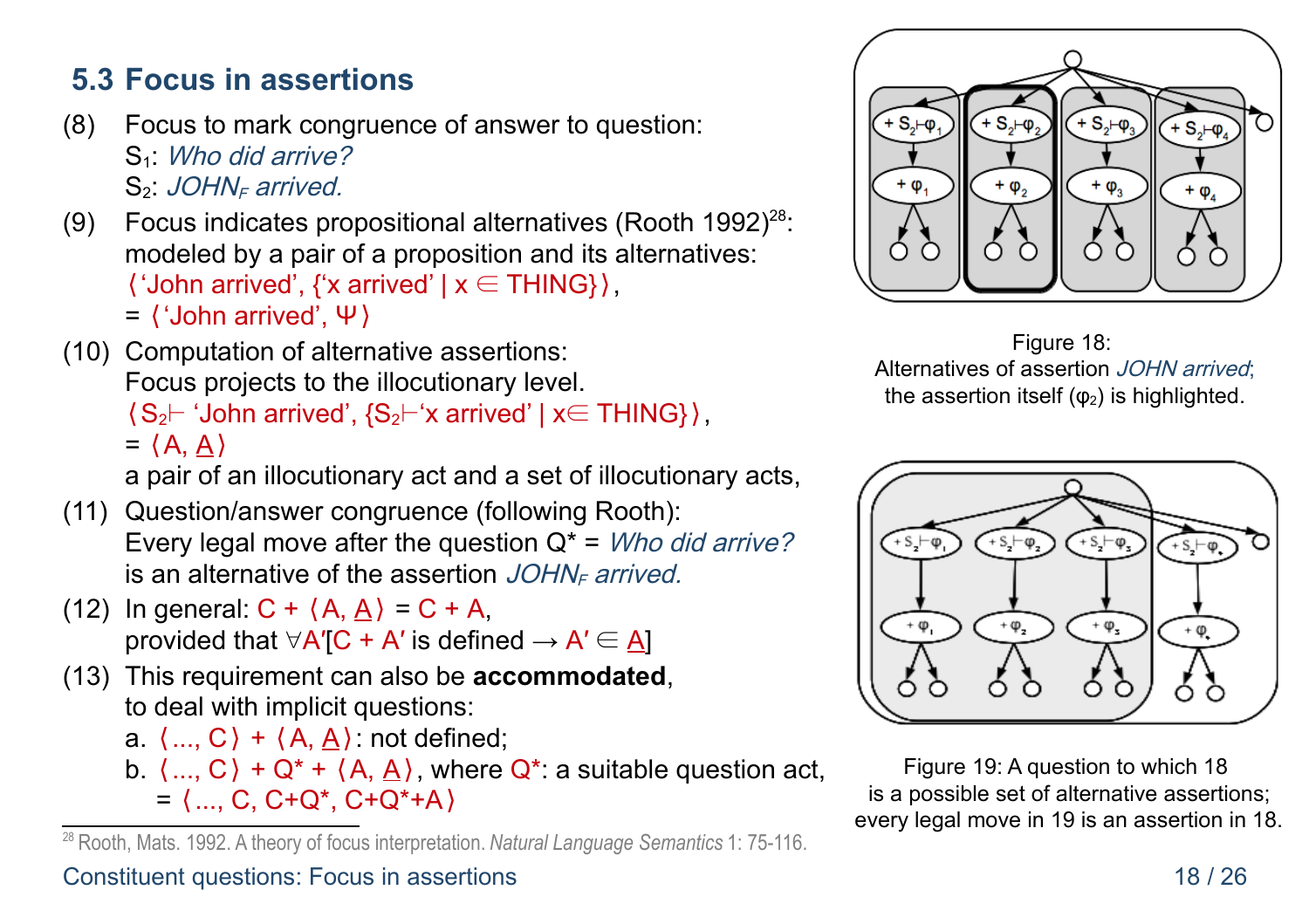## 5.3 Focus in assertions

(8) Focus to mark congruence of answer to question:
$S_1$: *Who did arrive?*
$S_2$: *JOHN$_F$ arrived.*

(9) Focus indicates propositional alternatives (Rooth 1992)[28]:
modeled by a pair of a proposition and its alternatives:
⟨'John arrived', {'x arrived' | x ∈ THING}⟩,
= ⟨'John arrived', Ψ⟩

(10) Computation of alternative assertions:
Focus projects to the illocutionary level.
⟨$S_2$⊢ 'John arrived', {$S_2$⊢'x arrived' | x∈ THING}⟩,
= ⟨A, <u>A</u>⟩
a pair of an illocutionary act and a set of illocutionary acts,

(11) Question/answer congruence (following Rooth):
Every legal move after the question Q* = *Who did arrive?*
is an alternative of the assertion *JOHN$_F$ arrived.*

(12) In general: C + ⟨A, <u>A</u>⟩ = C + A,
provided that ∀A′[C + A′ is defined → A′ ∈ <u>A</u>]

(13) This requirement can also be **accommodated**,
to deal with implicit questions:
a. ⟨..., C⟩ + ⟨A, <u>A</u>⟩: not defined;
b. ⟨..., C⟩ + Q* + ⟨A, <u>A</u>⟩, where Q*: a suitable question act,
= ⟨..., C, C+Q*, C+Q*+A⟩

Figure 18:
Alternatives of assertion *JOHN arrived*;
the assertion itself ($\varphi_2$) is highlighted.

Figure 19: A question to which 18
is a possible set of alternative assertions;
every legal move in 19 is an assertion in 18.

[28] Rooth, Mats. 1992. A theory of focus interpretation. *Natural Language Semantics* 1: 75-116.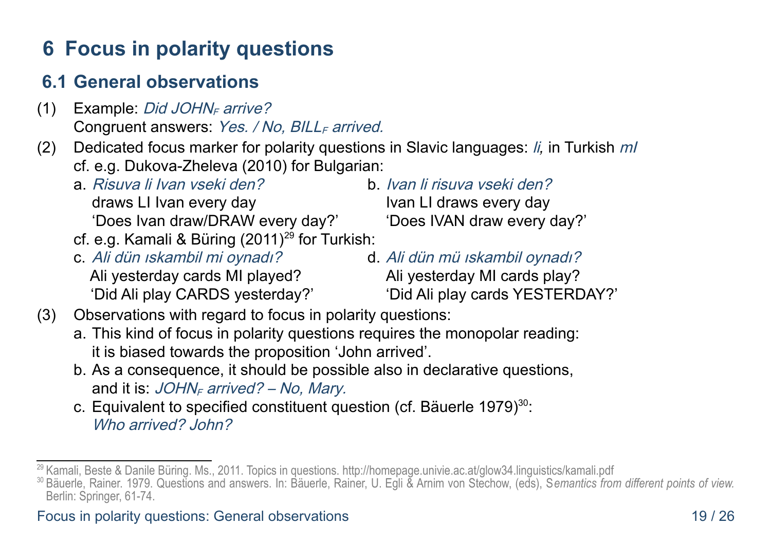# 6 Focus in polarity questions

## 6.1 General observations

(1) Example: *Did JOHN$_F$ arrive?*
Congruent answers: *Yes. / No, BILL$_F$ arrived.*

(2) Dedicated focus marker for polarity questions in Slavic languages: *li,* in Turkish *mI*
cf. e.g. Dukova-Zheleva (2010) for Bulgarian:

a. *Risuva li Ivan vseki den?*
draws LI Ivan every day
'Does Ivan draw/DRAW every day?'

b. *Ivan li risuva vseki den?*
Ivan LI draws every day
'Does IVAN draw every day?'

cf. e.g. Kamali & Büring (2011)[29] for Turkish:

c. *Ali dün ıskambil mi oynadı?*
Ali yesterday cards MI played?
'Did Ali play CARDS yesterday?'

d. *Ali dün mü ıskambil oynadı?*
Ali yesterday MI cards play?
'Did Ali play cards YESTERDAY?'

(3) Observations with regard to focus in polarity questions:

a. This kind of focus in polarity questions requires the monopolar reading: it is biased towards the proposition 'John arrived'.

b. As a consequence, it should be possible also in declarative questions, and it is: *JOHN$_F$ arrived? – No, Mary.*

c. Equivalent to specified constituent question (cf. Bäuerle 1979)[30]: *Who arrived? John?*

---

[29] Kamali, Beste & Danile Büring. Ms., 2011. Topics in questions. http://homepage.univie.ac.at/glow34.linguistics/kamali.pdf

[30] Bäuerle, Rainer. 1979. Questions and answers. In: Bäuerle, Rainer, U. Egli & Arnim von Stechow, (eds), S*emantics from different points of view.* Berlin: Springer, 61-74.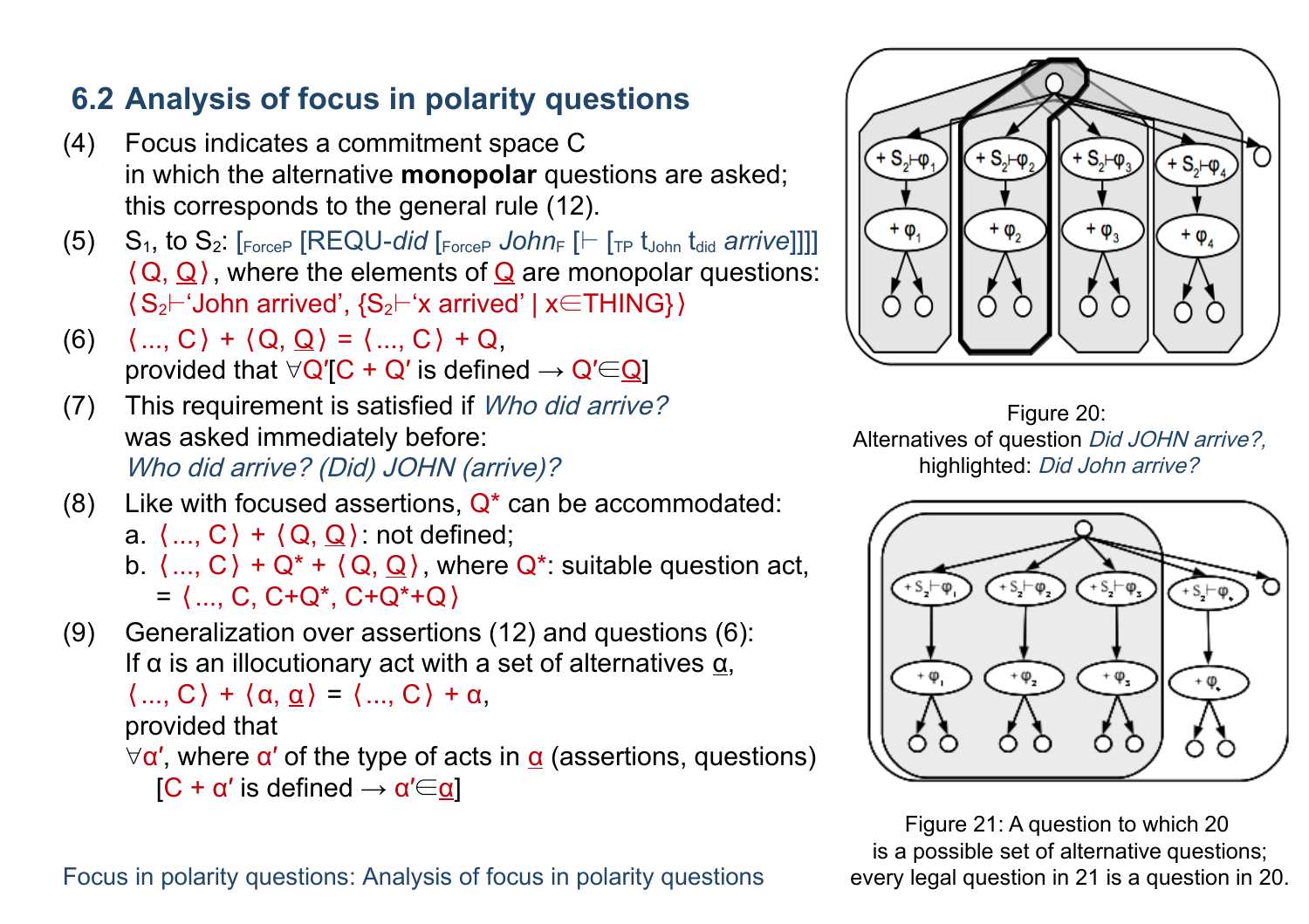## 6.2 Analysis of focus in polarity questions

(4) Focus indicates a commitment space C in which the alternative **monopolar** questions are asked; this corresponds to the general rule (12).

(5) $S_1$, to $S_2$: $[_{\text{ForceP}}$ [REQU-*did* $[_{\text{ForceP}}$ *John*$_F$ [⊢ $[_{\text{TP}}$ $t_{\text{John}}$ $t_{\text{did}}$ *arrive*]]]]
⟨Q, Q̲⟩, where the elements of Q̲ are monopolar questions:
⟨$S_2$⊢'John arrived', {$S_2$⊢'x arrived' | x∈THING}⟩

(6) ⟨..., C⟩ + ⟨Q, Q̲⟩ = ⟨..., C⟩ + Q,
provided that ∀Q′[C + Q′ is defined → Q′∈Q̲]

(7) This requirement is satisfied if *Who did arrive?* was asked immediately before:
*Who did arrive? (Did) JOHN (arrive)?*

(8) Like with focused assertions, Q* can be accommodated:
a. ⟨..., C⟩ + ⟨Q, Q̲⟩: not defined;
b. ⟨..., C⟩ + Q* + ⟨Q, Q̲⟩, where Q*: suitable question act,
= ⟨..., C, C+Q*, C+Q*+Q⟩

(9) Generalization over assertions (12) and questions (6):
If α is an illocutionary act with a set of alternatives α̲,
⟨..., C⟩ + ⟨α, α̲⟩ = ⟨..., C⟩ + α,
provided that
∀α′, where α′ of the type of acts in α̲ (assertions, questions)
[C + α′ is defined → α′∈α̲]

Figure 20: Alternatives of question *Did JOHN arrive?*, highlighted: *Did John arrive?*

Figure 21: A question to which 20 is a possible set of alternative questions; every legal question in 21 is a question in 20.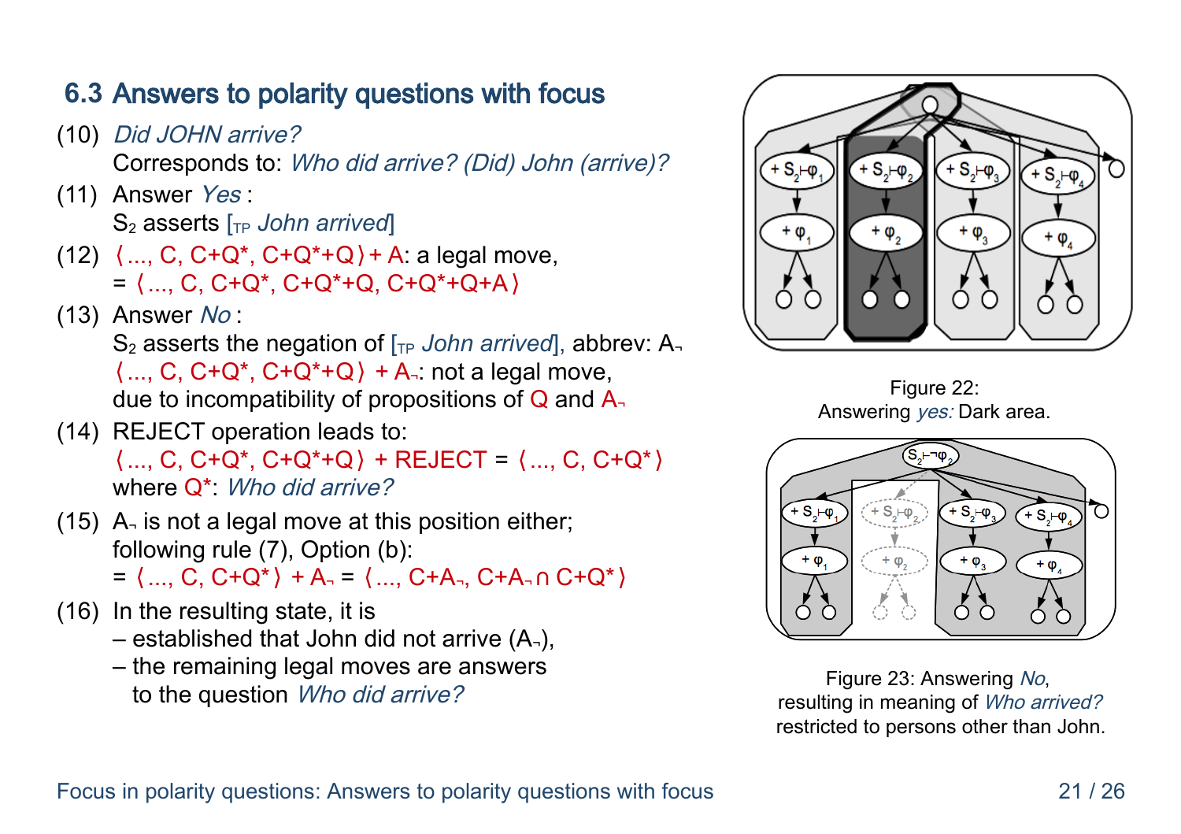## 6.3 Answers to polarity questions with focus

(10) *Did JOHN arrive?*
Corresponds to: *Who did arrive? (Did) John (arrive)?*

(11) Answer *Yes* :
$S_2$ asserts [$_{TP}$ *John arrived*]

(12) ⟨..., C, C+Q*, C+Q*+Q⟩ + A: a legal move,
= ⟨..., C, C+Q*, C+Q*+Q, C+Q*+Q+A⟩

(13) Answer *No* :
$S_2$ asserts the negation of [$_{TP}$ *John arrived*], abbrev: $A_¬$
⟨..., C, C+Q*, C+Q*+Q⟩ + $A_¬$: not a legal move,
due to incompatibility of propositions of Q and $A_¬$

(14) REJECT operation leads to:
⟨..., C, C+Q*, C+Q*+Q⟩ + REJECT = ⟨..., C, C+Q*⟩
where Q*: *Who did arrive?*

(15) $A_¬$ is not a legal move at this position either;
following rule (7), Option (b):
= ⟨..., C, C+Q*⟩ + $A_¬$ = ⟨..., C+$A_¬$, C+$A_¬$∩ C+Q*⟩

(16) In the resulting state, it is
– established that John did not arrive ($A_¬$),
– the remaining legal moves are answers to the question *Who did arrive?*

Figure 22:
Answering *yes:* Dark area.

Figure 23: Answering *No*,
resulting in meaning of *Who arrived?*
restricted to persons other than John.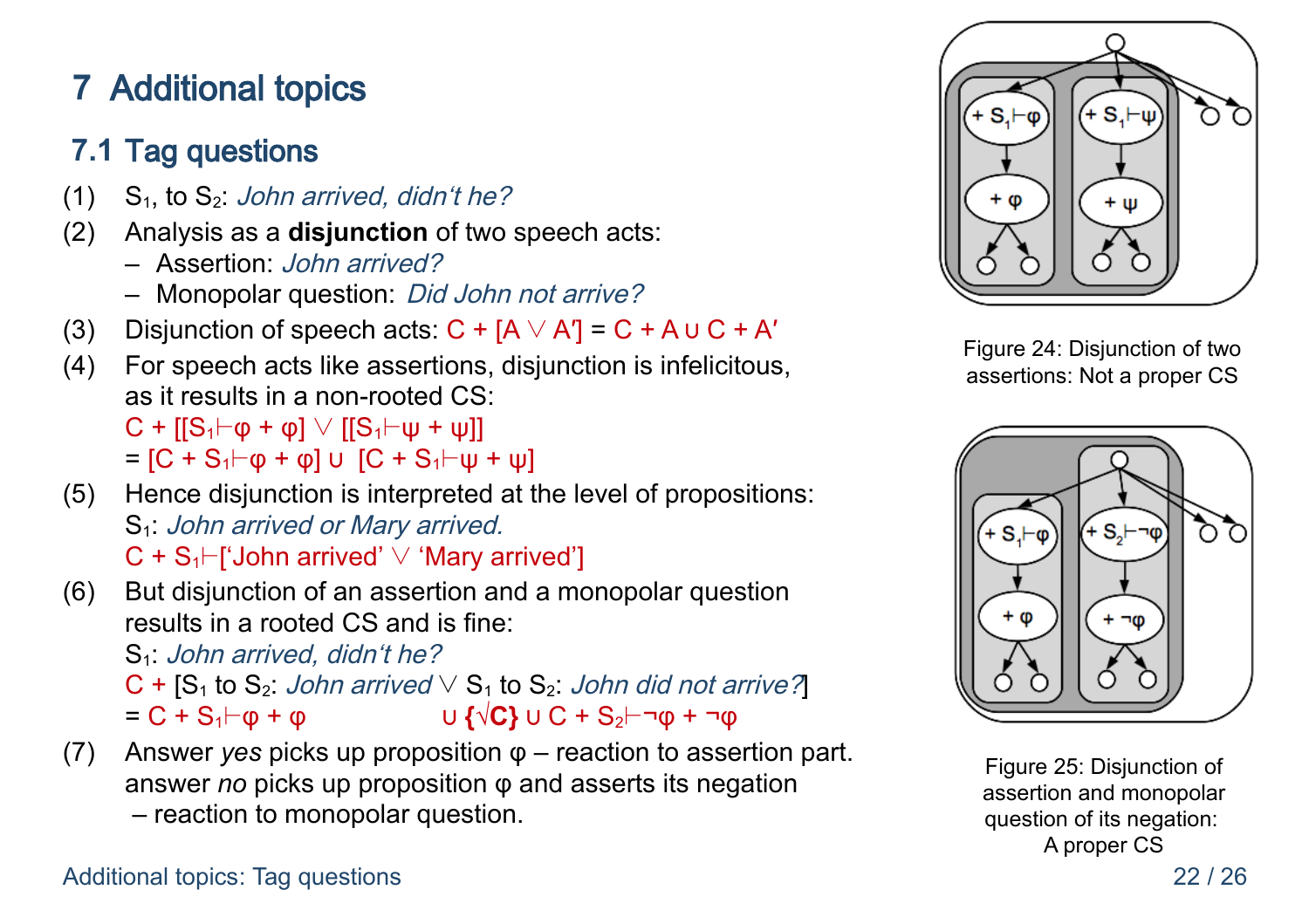## 7 Additional topics

### 7.1 Tag questions

(1) $S_1$, to $S_2$: *John arrived, didn't he?*

(2) Analysis as a **disjunction** of two speech acts:
- Assertion: *John arrived?*
- Monopolar question: *Did John not arrive?*

(3) Disjunction of speech acts: $C + [A \vee A'] = C + A \cup C + A'$

(4) For speech acts like assertions, disjunction is infelicitous, as it results in a non-rooted CS:
$C + [[S_1 \vdash \varphi + \varphi] \vee [[S_1 \vdash \psi + \psi]]$
$= [C + S_1 \vdash \varphi + \varphi] \cup \; [C + S_1 \vdash \psi + \psi]$

(5) Hence disjunction is interpreted at the level of propositions:
$S_1$: *John arrived or Mary arrived.*
$C + S_1 \vdash$['John arrived' $\vee$ 'Mary arrived']

(6) But disjunction of an assertion and a monopolar question results in a rooted CS and is fine:
$S_1$: *John arrived, didn't he?*
$C$ + [$S_1$ to $S_2$: *John arrived* $\vee$ $S_1$ to $S_2$: *John did not arrive?*]
$= C + S_1 \vdash \varphi + \varphi \qquad \cup$ **{√C}** $\cup \; C + S_2 \vdash \neg\varphi + \neg\varphi$

(7) Answer *yes* picks up proposition φ – reaction to assertion part.
answer *no* picks up proposition φ and asserts its negation
– reaction to monopolar question.

Figure 24: Disjunction of two assertions: Not a proper CS

Figure 25: Disjunction of assertion and monopolar question of its negation: A proper CS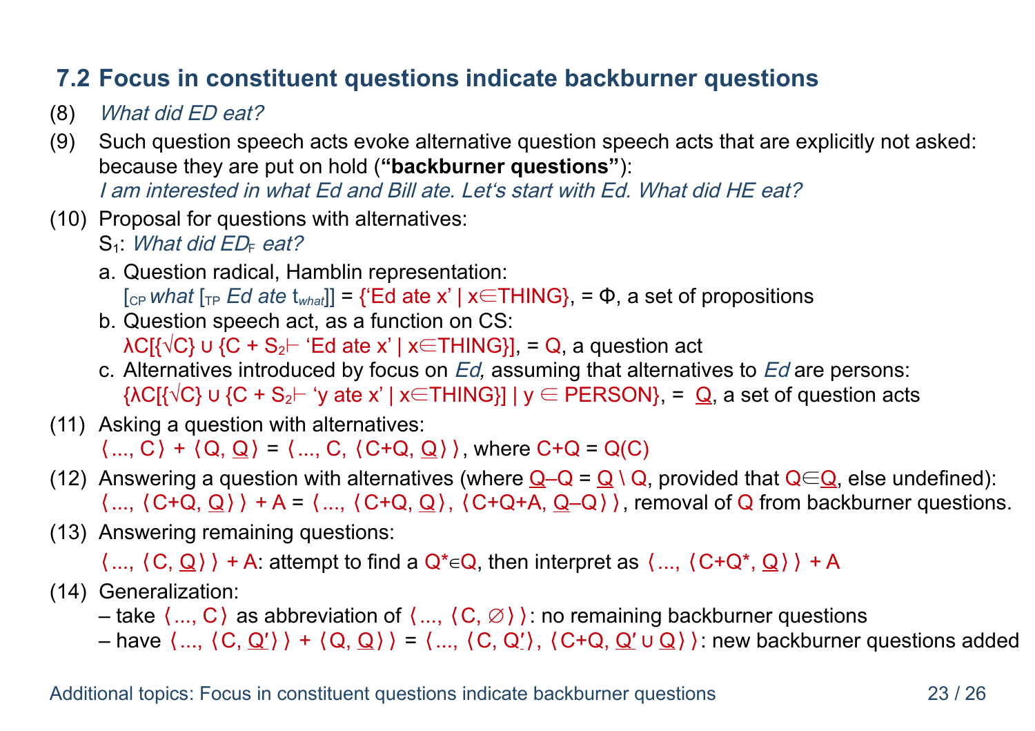## 7.2 Focus in constituent questions indicate backburner questions

(8) *What did ED eat?*

(9) Such question speech acts evoke alternative question speech acts that are explicitly not asked: because they are put on hold (**"backburner questions"**):
*I am interested in what Ed and Bill ate. Let's start with Ed. What did HE eat?*

(10) Proposal for questions with alternatives:
$S_1$: *What did $ED_F$ eat?*

a. Question radical, Hamblin representation:
$[_{CP}$ *what* $[_{TP}$ *Ed ate* $t_{what}]]$ = {'Ed ate x' | x∈THING}, = Φ, a set of propositions

b. Question speech act, as a function on CS:
λC[{√C} ∪ {C + $S_2$⊢ 'Ed ate x' | x∈THING}], = Q, a question act

c. Alternatives introduced by focus on *Ed,* assuming that alternatives to *Ed* are persons:
{λC[{√C} ∪ {C + $S_2$⊢ 'y ate x' | x∈THING}] | y ∈ PERSON}, = <u>Q</u>, a set of question acts

(11) Asking a question with alternatives:
⟨..., C⟩ + ⟨Q, <u>Q</u>⟩ = ⟨..., C, ⟨C+Q, <u>Q</u>⟩⟩, where C+Q = Q(C)

(12) Answering a question with alternatives (where <u>Q</u>–Q = <u>Q</u> \ Q, provided that Q∈<u>Q</u>, else undefined):
⟨..., ⟨C+Q, <u>Q</u>⟩⟩ + A = ⟨..., ⟨C+Q, <u>Q</u>⟩, ⟨C+Q+A, <u>Q</u>–Q⟩⟩, removal of Q from backburner questions.

(13) Answering remaining questions:
⟨..., ⟨C, <u>Q</u>⟩⟩ + A: attempt to find a Q*∈Q, then interpret as ⟨..., ⟨C+Q*, <u>Q</u>⟩⟩ + A

(14) Generalization:
– take ⟨..., C⟩ as abbreviation of ⟨..., ⟨C, ∅⟩⟩: no remaining backburner questions
– have ⟨..., ⟨C, <u>Q′</u>⟩⟩ + ⟨Q, <u>Q</u>⟩⟩ = ⟨..., ⟨C, Q′⟩, ⟨C+Q, <u>Q′</u> ∪ <u>Q</u>⟩⟩: new backburner questions added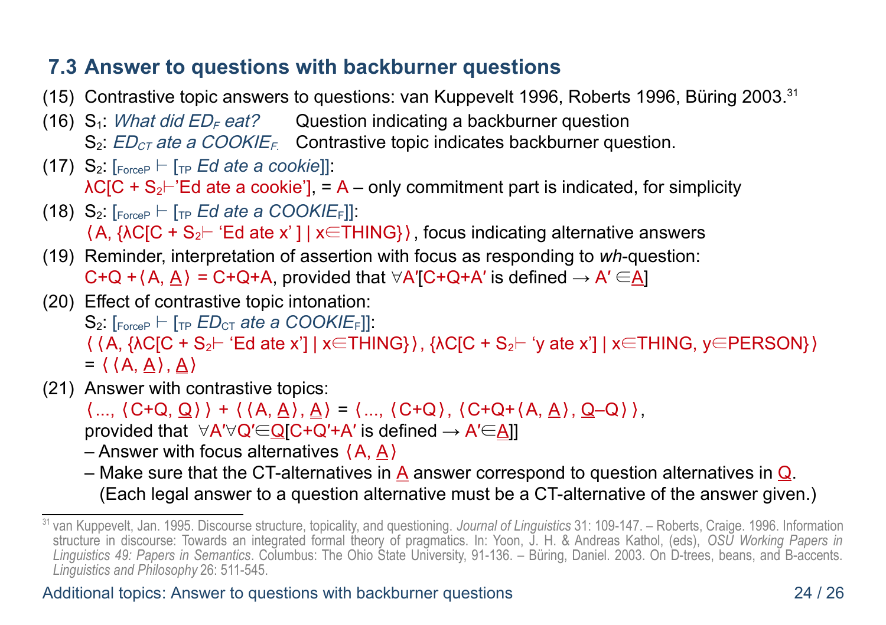## 7.3 Answer to questions with backburner questions

(15) Contrastive topic answers to questions: van Kuppevelt 1996, Roberts 1996, Büring 2003.[31]

(16) $S_1$: *What did $ED_F$ eat?* Question indicating a backburner question
$S_2$: *$ED_{CT}$ ate a $COOKIE_F$.* Contrastive topic indicates backburner question.

(17) $S_2$: $[_{ForceP} \vdash [_{TP}$ *Ed ate a cookie*$]]$:
$\lambda C[C + S_2 \vdash$ 'Ed ate a cookie'$]$, = A – only commitment part is indicated, for simplicity

(18) $S_2$: $[_{ForceP} \vdash [_{TP}$ *Ed ate a $COOKIE_F$*$]]$:
$\langle A, \{\lambda C[C + S_2 \vdash$ 'Ed ate x' $] \mid x \in THING\}\rangle$, focus indicating alternative answers

(19) Reminder, interpretation of assertion with focus as responding to *wh*-question:
$C+Q + \langle A, \underline{A}\rangle = C+Q+A$, provided that $\forall A'[C+Q+A'$ is defined $\rightarrow A' \in \underline{A}]$

(20) Effect of contrastive topic intonation:
$S_2$: $[_{ForceP} \vdash [_{TP}$ *$ED_{CT}$ ate a $COOKIE_F$*$]]$:
$\langle\langle A, \{\lambda C[C + S_2 \vdash$ 'Ed ate x'$] \mid x \in THING\}\rangle, \{\lambda C[C + S_2 \vdash$ 'y ate x'$] \mid x \in THING, y \in PERSON\}\rangle$
$= \langle\langle A, \underline{A}\rangle, \underline{\underline{A}}\rangle$

(21) Answer with contrastive topics:
$\langle ..., \langle C+Q, \underline{Q}\rangle\rangle + \langle\langle A, \underline{A}\rangle, \underline{\underline{A}}\rangle = \langle ..., \langle C+Q\rangle, \langle C+Q+\langle A, \underline{A}\rangle, \underline{Q}-Q\rangle\rangle$,
provided that $\forall A' \forall Q' \in \underline{Q}[C+Q'+A'$ is defined $\rightarrow A' \in \underline{\underline{A}}]]$
– Answer with focus alternatives $\langle A, \underline{A}\rangle$
– Make sure that the CT-alternatives in $\underline{\underline{A}}$ answer correspond to question alternatives in $\underline{Q}$.
(Each legal answer to a question alternative must be a CT-alternative of the answer given.)

---

[31] van Kuppevelt, Jan. 1995. Discourse structure, topicality, and questioning. *Journal of Linguistics* 31: 109-147. – Roberts, Craige. 1996. Information structure in discourse: Towards an integrated formal theory of pragmatics. In: Yoon, J. H. & Andreas Kathol, (eds), *OSU Working Papers in Linguistics 49: Papers in Semantics*. Columbus: The Ohio State University, 91-136. – Büring, Daniel. 2003. On D-trees, beans, and B-accents. *Linguistics and Philosophy* 26: 511-545.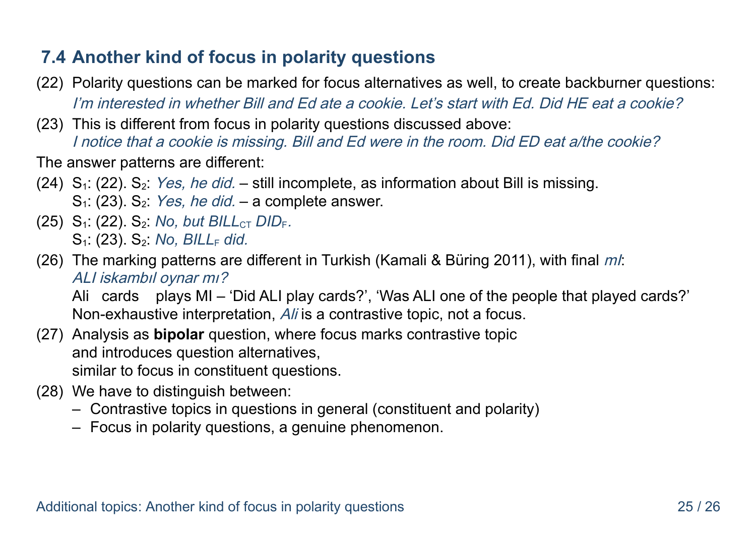## 7.4 Another kind of focus in polarity questions

(22) Polarity questions can be marked for focus alternatives as well, to create backburner questions:
*I'm interested in whether Bill and Ed ate a cookie. Let's start with Ed. Did HE eat a cookie?*

(23) This is different from focus in polarity questions discussed above:
*I notice that a cookie is missing. Bill and Ed were in the room. Did ED eat a/the cookie?*

The answer patterns are different:

(24) $S_1$: (22). $S_2$: *Yes, he did.* – still incomplete, as information about Bill is missing.
$S_1$: (23). $S_2$: *Yes, he did.* – a complete answer.

(25) $S_1$: (22). $S_2$: *No, but BILL*$_{CT}$ *DID*$_F$.
$S_1$: (23). $S_2$: *No, BILL*$_F$ *did.*

(26) The marking patterns are different in Turkish (Kamali & Büring 2011), with final *mI*:
*ALI iskambıl oynar mı?*
Ali cards plays MI – 'Did ALI play cards?', 'Was ALI one of the people that played cards?'
Non-exhaustive interpretation, *Ali* is a contrastive topic, not a focus.

(27) Analysis as **bipolar** question, where focus marks contrastive topic
and introduces question alternatives,
similar to focus in constituent questions.

(28) We have to distinguish between:
– Contrastive topics in questions in general (constituent and polarity)
– Focus in polarity questions, a genuine phenomenon.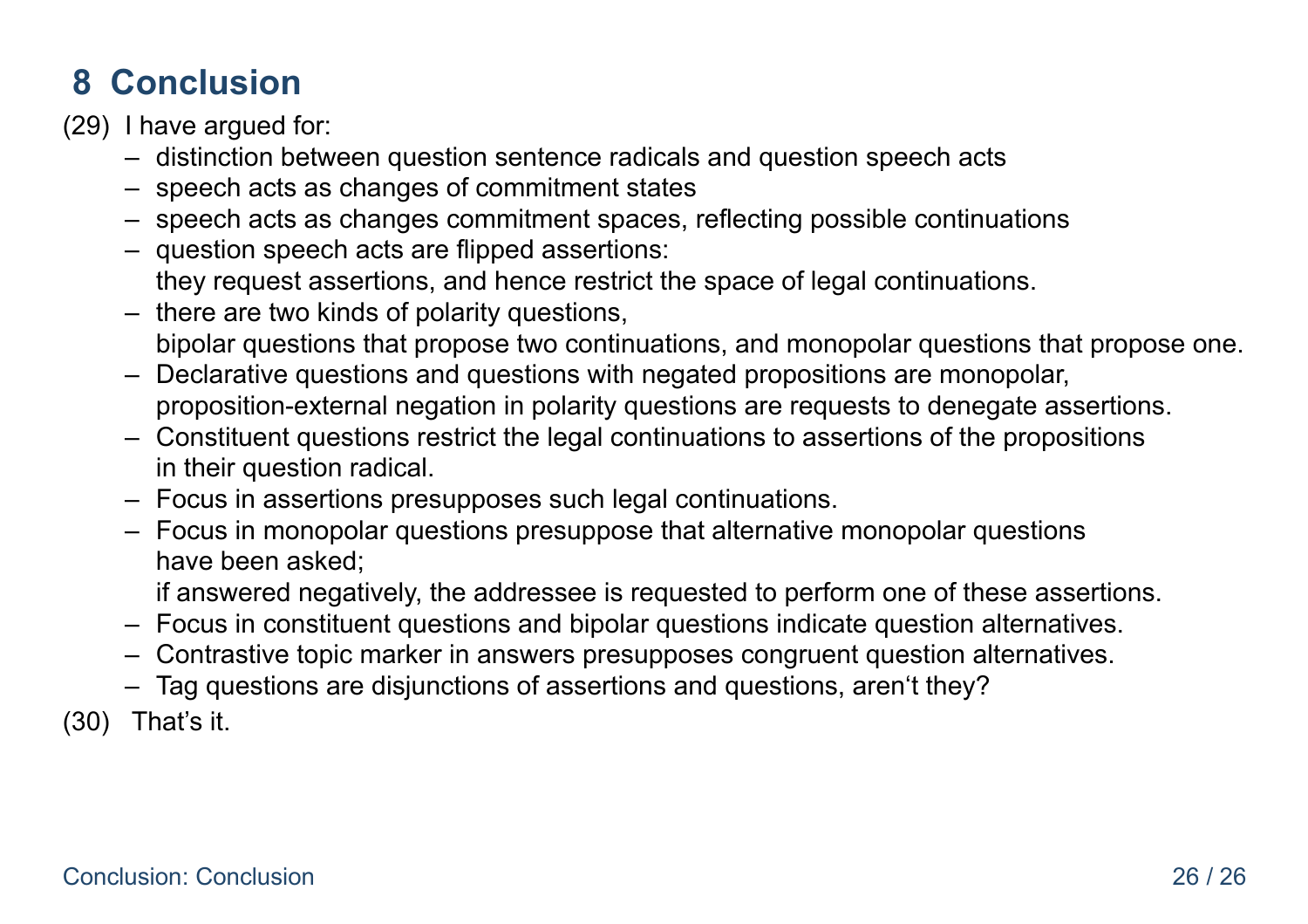## 8 Conclusion

(29) I have argued for:

- distinction between question sentence radicals and question speech acts
- speech acts as changes of commitment states
- speech acts as changes commitment spaces, reflecting possible continuations
- question speech acts are flipped assertions:
  they request assertions, and hence restrict the space of legal continuations.
- there are two kinds of polarity questions,
  bipolar questions that propose two continuations, and monopolar questions that propose one.
- Declarative questions and questions with negated propositions are monopolar,
  proposition-external negation in polarity questions are requests to denegate assertions.
- Constituent questions restrict the legal continuations to assertions of the propositions in their question radical.
- Focus in assertions presupposes such legal continuations.
- Focus in monopolar questions presuppose that alternative monopolar questions have been asked;
  if answered negatively, the addressee is requested to perform one of these assertions.
- Focus in constituent questions and bipolar questions indicate question alternatives.
- Contrastive topic marker in answers presupposes congruent question alternatives.
- Tag questions are disjunctions of assertions and questions, aren‘t they?

(30) That’s it.